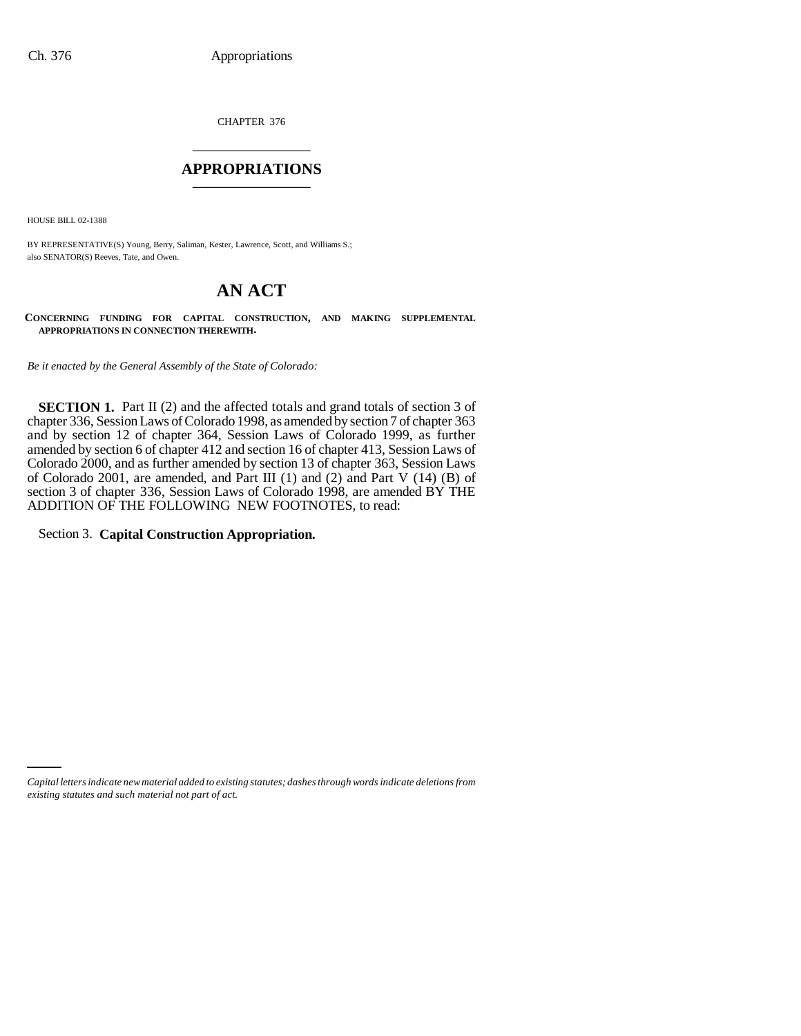CHAPTER 376

# APPROPRIATIONS

HOUSE BILL 02-1388

BY REPRESENTATIVE(S) Young, Berry, Saliman, Kester, Lawrence, Scott, and Williams S.;
also SENATOR(S) Reeves, Tate, and Owen.

# AN ACT

**CONCERNING FUNDING FOR CAPITAL CONSTRUCTION, AND MAKING SUPPLEMENTAL APPROPRIATIONS IN CONNECTION THEREWITH.**

*Be it enacted by the General Assembly of the State of Colorado:*

**SECTION 1.** Part II (2) and the affected totals and grand totals of section 3 of chapter 336, Session Laws of Colorado 1998, as amended by section 7 of chapter 363 and by section 12 of chapter 364, Session Laws of Colorado 1999, as further amended by section 6 of chapter 412 and section 16 of chapter 413, Session Laws of Colorado 2000, and as further amended by section 13 of chapter 363, Session Laws of Colorado 2001, are amended, and Part III (1) and (2) and Part V (14) (B) of section 3 of chapter 336, Session Laws of Colorado 1998, are amended BY THE ADDITION OF THE FOLLOWING NEW FOOTNOTES, to read:

Section 3. **Capital Construction Appropriation.**

*Capital letters indicate new material added to existing statutes; dashes through words indicate deletions from existing statutes and such material not part of act.*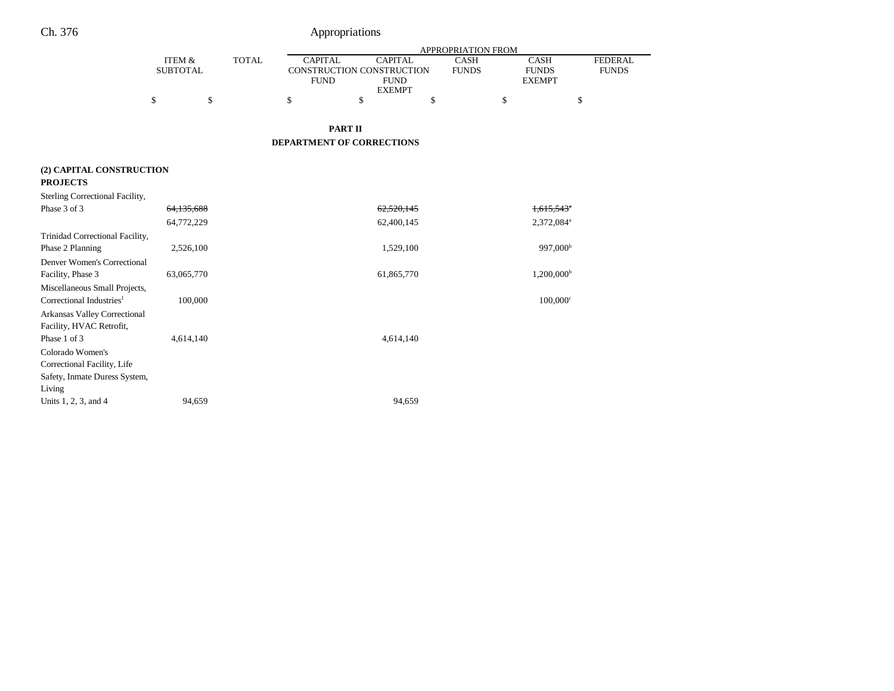|  | ITEM & SUBTOTAL | TOTAL | APPROPRIATION FROM CAPITAL CONSTRUCTION FUND | CAPITAL CONSTRUCTION FUND EXEMPT | CASH FUNDS | CASH FUNDS EXEMPT | FEDERAL FUNDS |
|---|---|---|---|---|---|---|---|
|  | $ | $ | $ | $ | $ | $ | $ |

**PART II**

**DEPARTMENT OF CORRECTIONS**

| | ITEM & SUBTOTAL | TOTAL | CAPITAL CONSTRUCTION FUND | CAPITAL CONSTRUCTION FUND EXEMPT | CASH FUNDS | CASH FUNDS EXEMPT | FEDERAL FUNDS |
|---|---|---|---|---|---|---|---|
| **(2) CAPITAL CONSTRUCTION PROJECTS** | | | | | | | |
| Sterling Correctional Facility, Phase 3 of 3 | ~~64,135,688~~ | | | ~~62,520,145~~ | | ~~1,615,543~~[a] | |
| | 64,772,229 | | | 62,400,145 | | 2,372,084[a] | |
| Trinidad Correctional Facility, Phase 2 Planning | 2,526,100 | | | 1,529,100 | | 997,000[b] | |
| Denver Women's Correctional Facility, Phase 3 | 63,065,770 | | | 61,865,770 | | 1,200,000[b] | |
| Miscellaneous Small Projects, Correctional Industries[1] | 100,000 | | | | | 100,000[c] | |
| Arkansas Valley Correctional Facility, HVAC Retrofit, Phase 1 of 3 | 4,614,140 | | | 4,614,140 | | | |
| Colorado Women's Correctional Facility, Life Safety, Inmate Duress System, Living Units 1, 2, 3, and 4 | 94,659 | | | 94,659 | | | |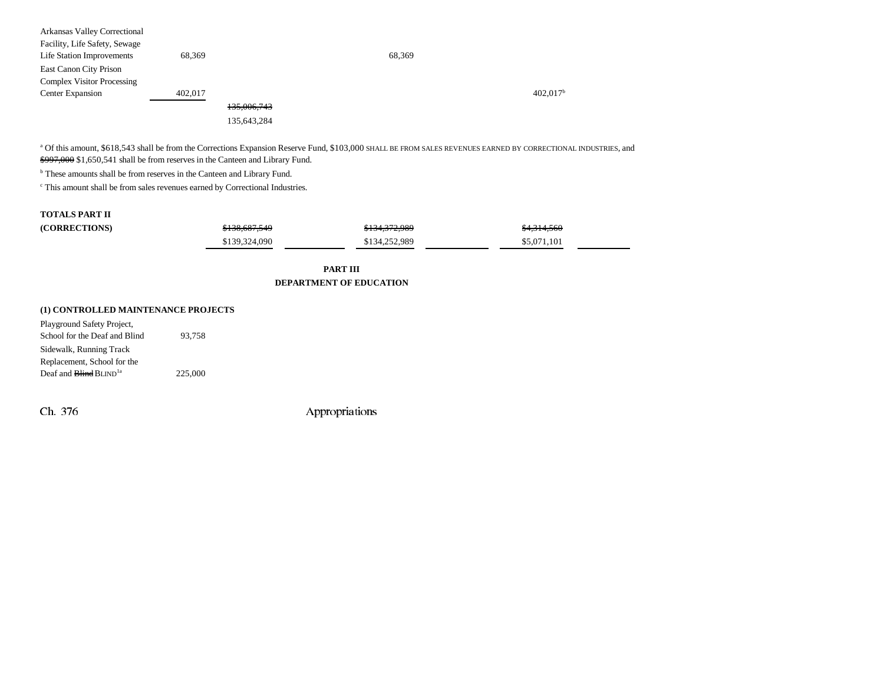| | | | | | | | |
|---|---|---|---|---|---|---|---|
| Arkansas Valley Correctional Facility, Life Safety, Sewage Life Station Improvements | 68,369 | | | 68,369 | | | |
| East Canon City Prison Complex Visitor Processing Center Expansion | 402,017 | | | | | 402,017[b] | |
| | | ~~135,006,743~~ 135,643,284 | | | | | |

[a] Of this amount, $618,543 shall be from the Corrections Expansion Reserve Fund, $103,000 SHALL BE FROM SALES REVENUES EARNED BY CORRECTIONAL INDUSTRIES, and ~~$997,000~~ $1,650,541 shall be from reserves in the Canteen and Library Fund.

[b] These amounts shall be from reserves in the Canteen and Library Fund.

[c] This amount shall be from sales revenues earned by Correctional Industries.

| | | | | | | |
|---|---|---|---|---|---|---|
| **TOTALS PART II (CORRECTIONS)** | ~~$138,687,549~~ $139,324,090 | | ~~$134,372,989~~ $134,252,989 | | ~~$4,314,560~~ $5,071,101 | |

**PART III**
**DEPARTMENT OF EDUCATION**

**(1) CONTROLLED MAINTENANCE PROJECTS**

| | |
|---|---|
| Playground Safety Project, School for the Deaf and Blind | 93,758 |
| Sidewalk, Running Track Replacement, School for the Deaf and ~~Blind~~ BLIND[1a] | 225,000 |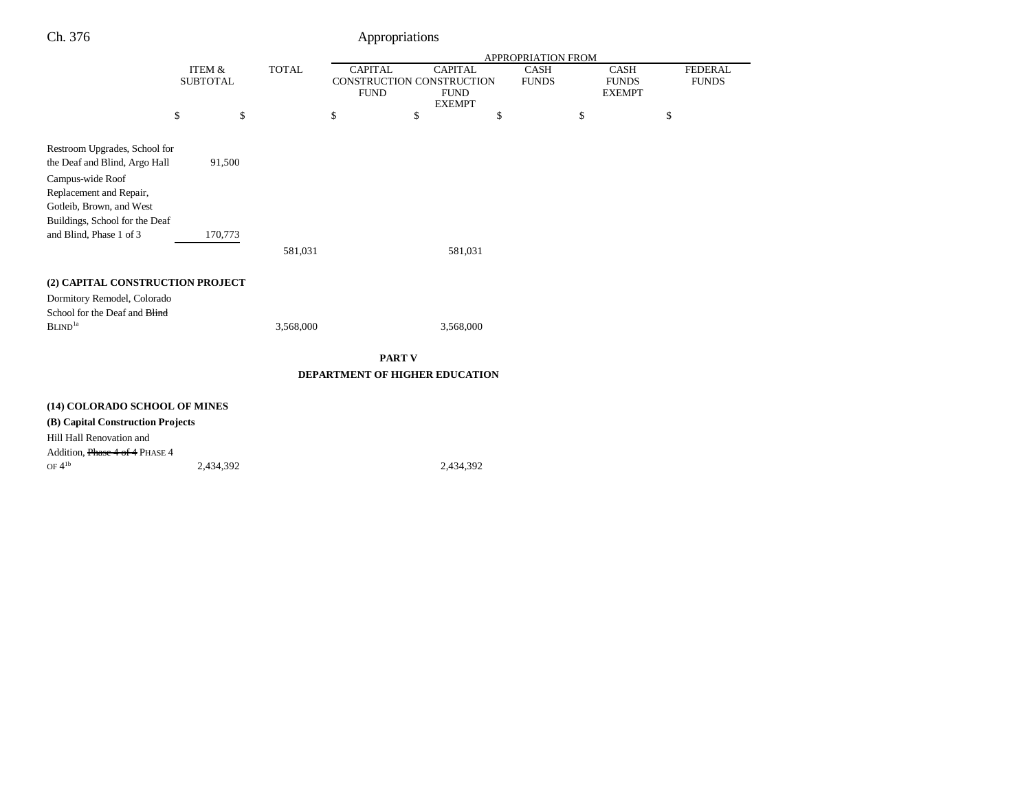|  | ITEM & SUBTOTAL | TOTAL | APPROPRIATION FROM CAPITAL CONSTRUCTION FUND | CAPITAL CONSTRUCTION FUND EXEMPT | CASH FUNDS | CASH FUNDS EXEMPT | FEDERAL FUNDS |
|---|---|---|---|---|---|---|---|
|  | $ | $ | $ | $ | $ | $ | $ |
| Restroom Upgrades, School for the Deaf and Blind, Argo Hall | 91,500 |  |  |  |  |  |  |
| Campus-wide Roof Replacement and Repair, Gotleib, Brown, and West Buildings, School for the Deaf and Blind, Phase 1 of 3 | 170,773 |  |  |  |  |  |  |
|  |  | 581,031 |  | 581,031 |  |  |  |
| **(2) CAPITAL CONSTRUCTION PROJECT** |  |  |  |  |  |  |  |
| Dormitory Remodel, Colorado School for the Deaf and ~~Blind~~ BLIND[1a] |  | 3,568,000 |  | 3,568,000 |  |  |  |

**PART V**

**DEPARTMENT OF HIGHER EDUCATION**

|  | ITEM & SUBTOTAL | TOTAL | CAPITAL CONSTRUCTION FUND | CAPITAL CONSTRUCTION FUND EXEMPT | CASH FUNDS | CASH FUNDS EXEMPT | FEDERAL FUNDS |
|---|---|---|---|---|---|---|---|
| **(14) COLORADO SCHOOL OF MINES** |  |  |  |  |  |  |  |
| **(B) Capital Construction Projects** |  |  |  |  |  |  |  |
| Hill Hall Renovation and Addition, ~~Phase 4 of 4~~ PHASE 4 OF 4[1b] | 2,434,392 |  |  | 2,434,392 |  |  |  |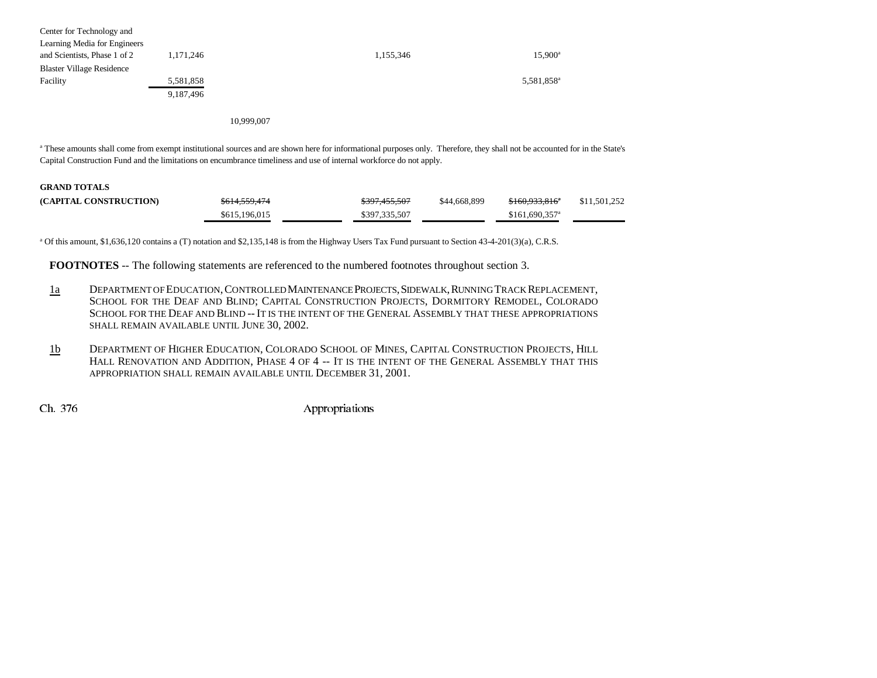| | | | | | | |
|---|---|---|---|---|---|---|
| Center for Technology and Learning Media for Engineers and Scientists, Phase 1 of 2 | 1,171,246 | | 1,155,346 | | 15,900[a] | |
| Blaster Village Residence Facility | 5,581,858 | | | | 5,581,858[a] | |
| | 9,187,496 | | | | | |
| | | 10,999,007 | | | | |

[a] These amounts shall come from exempt institutional sources and are shown here for informational purposes only. Therefore, they shall not be accounted for in the State's Capital Construction Fund and the limitations on encumbrance timeliness and use of internal workforce do not apply.

| | | | | | | |
|---|---|---|---|---|---|---|
| **GRAND TOTALS (CAPITAL CONSTRUCTION)** | ~~$614,559,474~~ $615,196,015 | | ~~$397,455,507~~ $397,335,507 | $44,668,899 | ~~$160,933,816[a]~~ $161,690,357[a] | $11,501,252 |

[a] Of this amount, $1,636,120 contains a (T) notation and $2,135,148 is from the Highway Users Tax Fund pursuant to Section 43-4-201(3)(a), C.R.S.

**FOOTNOTES** -- The following statements are referenced to the numbered footnotes throughout section 3.

1a DEPARTMENT OF EDUCATION, CONTROLLED MAINTENANCE PROJECTS, SIDEWALK, RUNNING TRACK REPLACEMENT, SCHOOL FOR THE DEAF AND BLIND; CAPITAL CONSTRUCTION PROJECTS, DORMITORY REMODEL, COLORADO SCHOOL FOR THE DEAF AND BLIND -- IT IS THE INTENT OF THE GENERAL ASSEMBLY THAT THESE APPROPRIATIONS SHALL REMAIN AVAILABLE UNTIL JUNE 30, 2002.

1b DEPARTMENT OF HIGHER EDUCATION, COLORADO SCHOOL OF MINES, CAPITAL CONSTRUCTION PROJECTS, HILL HALL RENOVATION AND ADDITION, PHASE 4 OF 4 -- IT IS THE INTENT OF THE GENERAL ASSEMBLY THAT THIS APPROPRIATION SHALL REMAIN AVAILABLE UNTIL DECEMBER 31, 2001.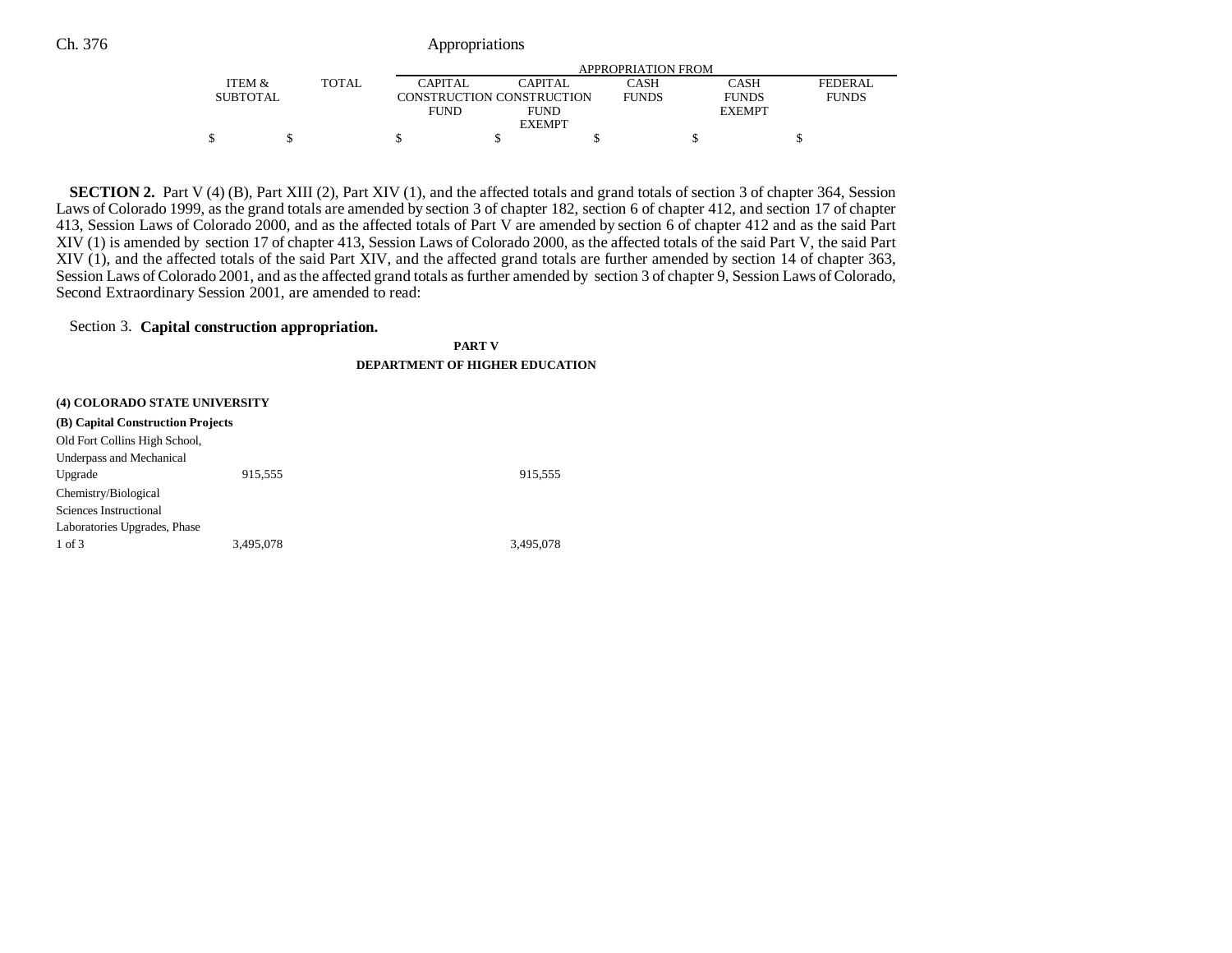| | ITEM & SUBTOTAL | TOTAL | APPROPRIATION FROM CAPITAL CONSTRUCTION FUND | CAPITAL CONSTRUCTION FUND EXEMPT | CASH FUNDS | CASH FUNDS EXEMPT | FEDERAL FUNDS |
|---|---|---|---|---|---|---|---|
| | $ | $ | $ | $ | $ | $ | $ |

**SECTION 2.** Part V (4) (B), Part XIII (2), Part XIV (1), and the affected totals and grand totals of section 3 of chapter 364, Session Laws of Colorado 1999, as the grand totals are amended by section 3 of chapter 182, section 6 of chapter 412, and section 17 of chapter 413, Session Laws of Colorado 2000, and as the affected totals of Part V are amended by section 6 of chapter 412 and as the said Part XIV (1) is amended by section 17 of chapter 413, Session Laws of Colorado 2000, as the affected totals of the said Part V, the said Part XIV (1), and the affected totals of the said Part XIV, and the affected grand totals are further amended by section 14 of chapter 363, Session Laws of Colorado 2001, and as the affected grand totals as further amended by section 3 of chapter 9, Session Laws of Colorado, Second Extraordinary Session 2001, are amended to read:

Section 3. **Capital construction appropriation.**

**PART V**

**DEPARTMENT OF HIGHER EDUCATION**

**(4) COLORADO STATE UNIVERSITY**

**(B) Capital Construction Projects**

| | ITEM & SUBTOTAL | TOTAL | CAPITAL CONSTRUCTION FUND | CAPITAL CONSTRUCTION FUND EXEMPT | CASH FUNDS | CASH FUNDS EXEMPT | FEDERAL FUNDS |
|---|---|---|---|---|---|---|---|
| Old Fort Collins High School, Underpass and Mechanical Upgrade | 915,555 | | | 915,555 | | | |
| Chemistry/Biological Sciences Instructional Laboratories Upgrades, Phase 1 of 3 | 3,495,078 | | | 3,495,078 | | | |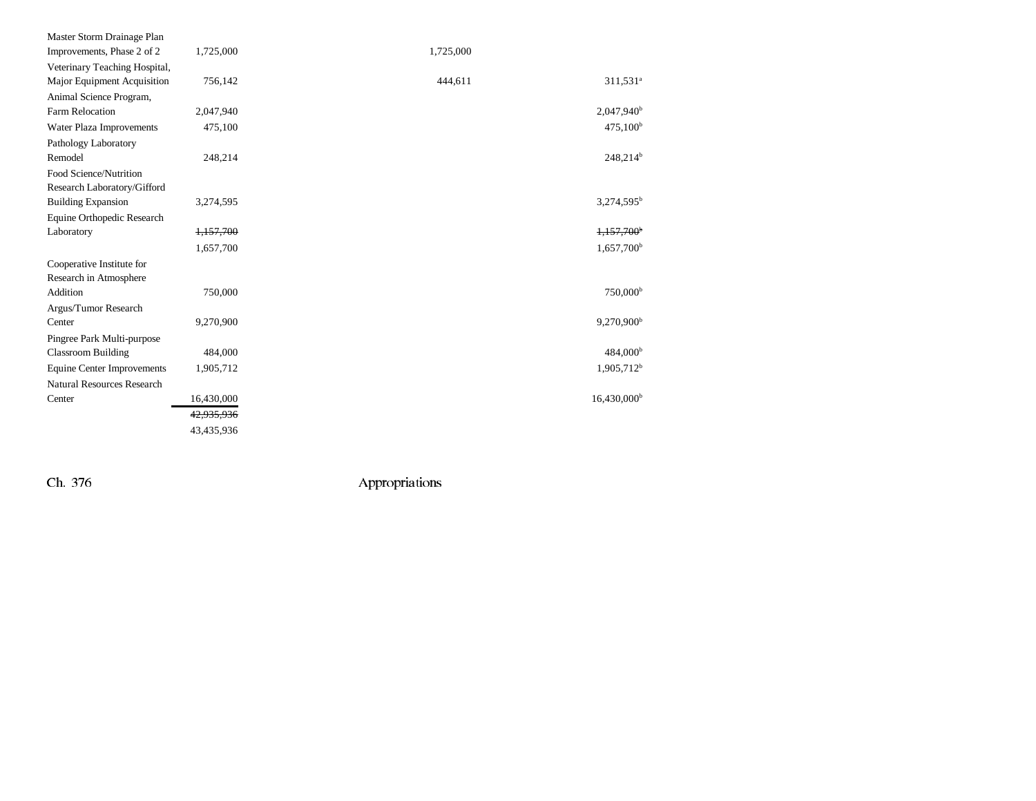| | | | | | |
|---|---|---|---|---|---|
| Master Storm Drainage Plan Improvements, Phase 2 of 2 | 1,725,000 | | 1,725,000 | | |
| Veterinary Teaching Hospital, Major Equipment Acquisition | 756,142 | | 444,611 | | 311,531[a] |
| Animal Science Program, Farm Relocation | 2,047,940 | | | | 2,047,940[b] |
| Water Plaza Improvements | 475,100 | | | | 475,100[b] |
| Pathology Laboratory Remodel | 248,214 | | | | 248,214[b] |
| Food Science/Nutrition Research Laboratory/Gifford Building Expansion | 3,274,595 | | | | 3,274,595[b] |
| Equine Orthopedic Research Laboratory | ~~1,157,700~~ | | | | ~~1,157,700[b]~~ |
| | 1,657,700 | | | | 1,657,700[b] |
| Cooperative Institute for Research in Atmosphere Addition | 750,000 | | | | 750,000[b] |
| Argus/Tumor Research Center | 9,270,900 | | | | 9,270,900[b] |
| Pingree Park Multi-purpose Classroom Building | 484,000 | | | | 484,000[b] |
| Equine Center Improvements | 1,905,712 | | | | 1,905,712[b] |
| Natural Resources Research Center | 16,430,000 | | | | 16,430,000[b] |
| | ~~42,935,936~~ | | | | |
| | 43,435,936 | | | | |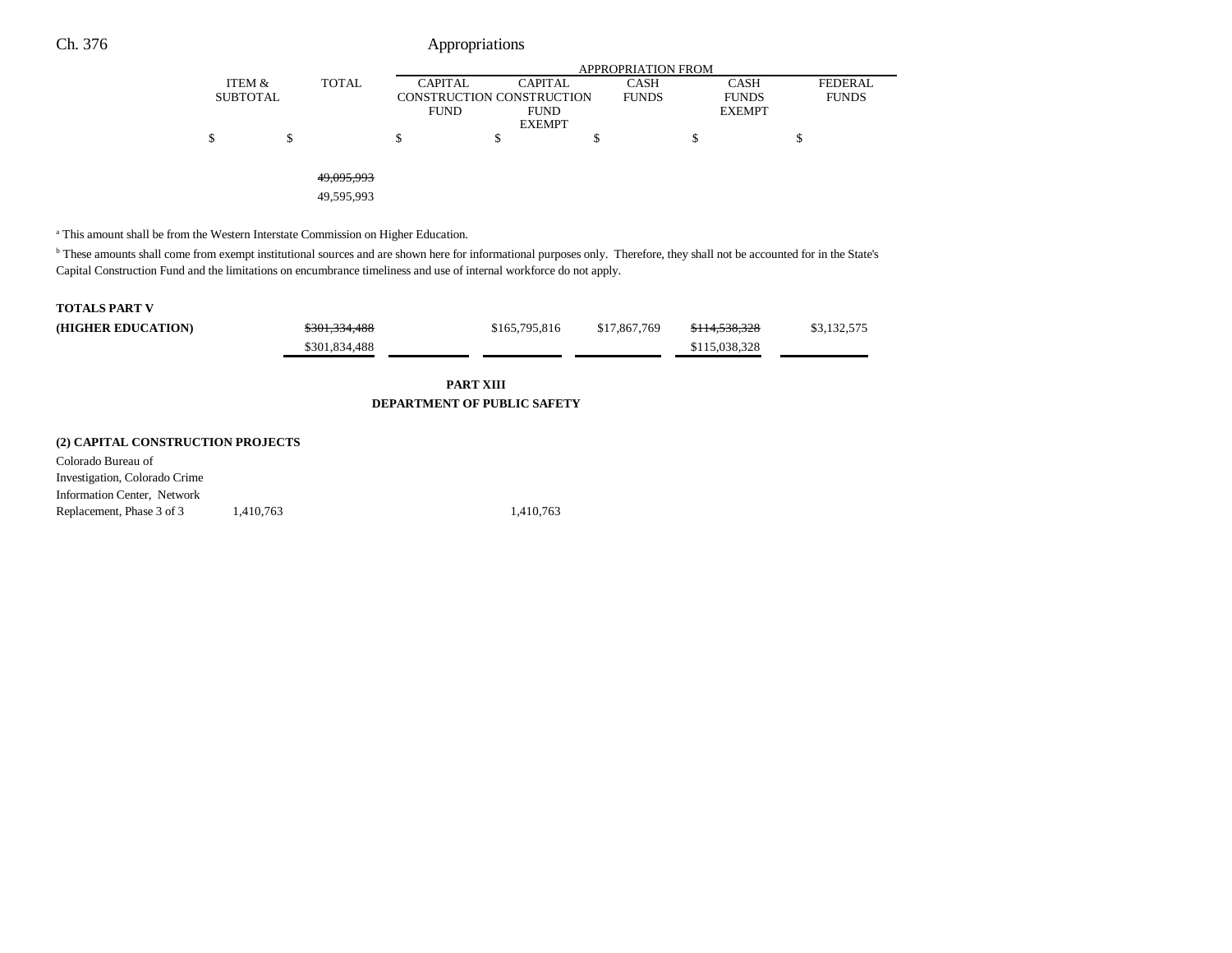| | ITEM & SUBTOTAL | TOTAL | APPROPRIATION FROM CAPITAL CONSTRUCTION FUND | CAPITAL CONSTRUCTION FUND EXEMPT | CASH FUNDS | CASH FUNDS EXEMPT | FEDERAL FUNDS |
|---|---|---|---|---|---|---|---|
| | $ | $ | $ | $ | $ | $ | $ |
| | | ~~49,095,993~~ | | | | | |
| | | 49,595,993 | | | | | |

[a] This amount shall be from the Western Interstate Commission on Higher Education.

[b] These amounts shall come from exempt institutional sources and are shown here for informational purposes only. Therefore, they shall not be accounted for in the State's Capital Construction Fund and the limitations on encumbrance timeliness and use of internal workforce do not apply.

| | ITEM & SUBTOTAL | TOTAL | CAPITAL CONSTRUCTION FUND | CAPITAL CONSTRUCTION FUND EXEMPT | CASH FUNDS | CASH FUNDS EXEMPT | FEDERAL FUNDS |
|---|---|---|---|---|---|---|---|
| **TOTALS PART V (HIGHER EDUCATION)** | | ~~$301,334,488~~ | | $165,795,816 | $17,867,769 | ~~$114,538,328~~ | $3,132,575 |
| | | $301,834,488 | | | | $115,038,328 | |

**PART XIII**

**DEPARTMENT OF PUBLIC SAFETY**

**(2) CAPITAL CONSTRUCTION PROJECTS**

| | ITEM & SUBTOTAL | TOTAL | CAPITAL CONSTRUCTION FUND | CAPITAL CONSTRUCTION FUND EXEMPT | CASH FUNDS | CASH FUNDS EXEMPT | FEDERAL FUNDS |
|---|---|---|---|---|---|---|---|
| Colorado Bureau of Investigation, Colorado Crime Information Center, Network Replacement, Phase 3 of 3 | 1,410,763 | | | 1,410,763 | | | |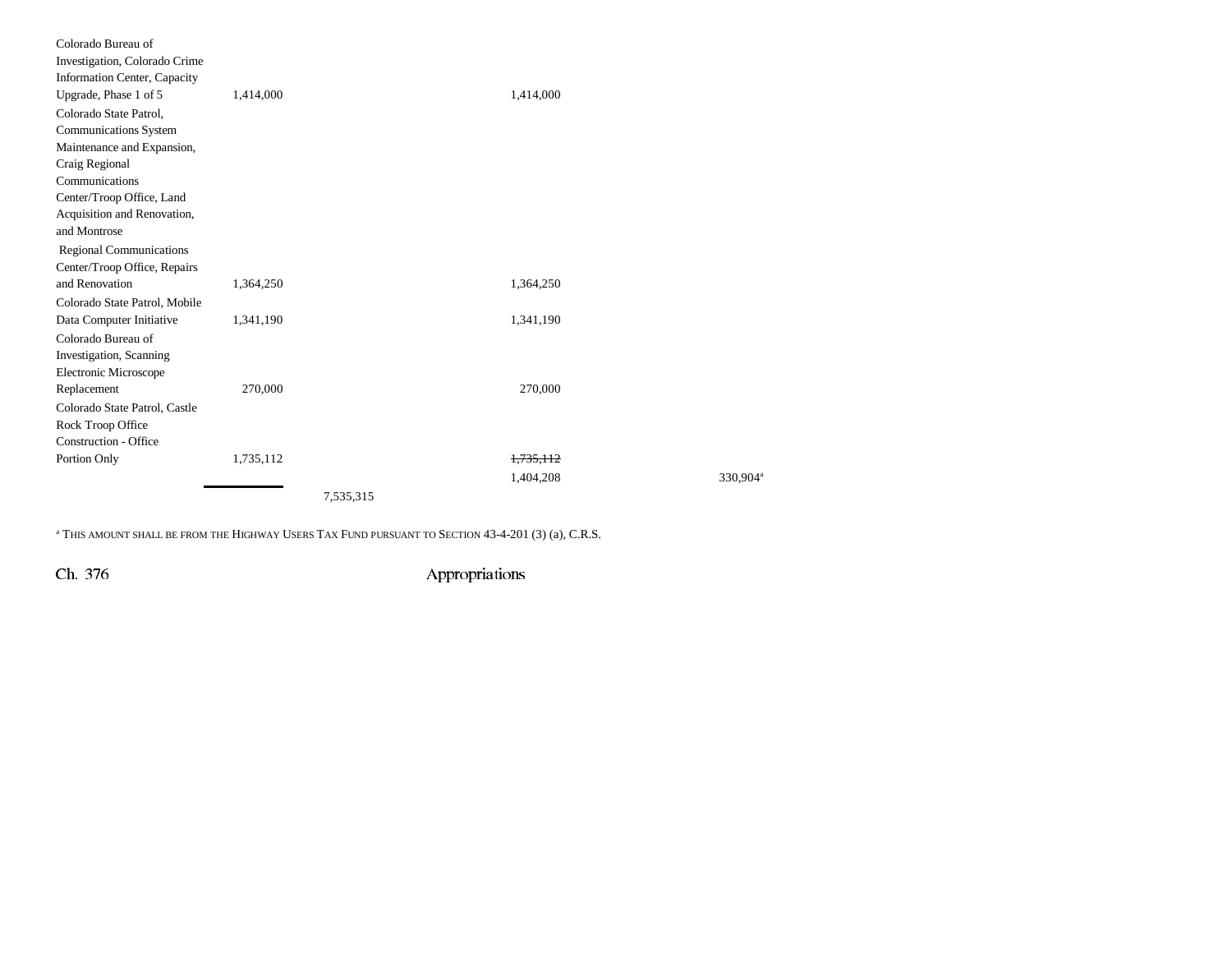| | | | | | |
|---|---|---|---|---|---|
| Colorado Bureau of Investigation, Colorado Crime Information Center, Capacity Upgrade, Phase 1 of 5 | 1,414,000 | | 1,414,000 | | |
| Colorado State Patrol, Communications System Maintenance and Expansion, Craig Regional Communications Center/Troop Office, Land Acquisition and Renovation, and Montrose Regional Communications Center/Troop Office, Repairs and Renovation | 1,364,250 | | 1,364,250 | | |
| Colorado State Patrol, Mobile Data Computer Initiative | 1,341,190 | | 1,341,190 | | |
| Colorado Bureau of Investigation, Scanning Electronic Microscope Replacement | 270,000 | | 270,000 | | |
| Colorado State Patrol, Castle Rock Troop Office Construction - Office Portion Only | 1,735,112 | | ~~1,735,112~~ | | |
| | | | 1,404,208 | | 330,904[a] |
| | | 7,535,315 | | | |

[a] THIS AMOUNT SHALL BE FROM THE HIGHWAY USERS TAX FUND PURSUANT TO SECTION 43-4-201 (3) (a), C.R.S.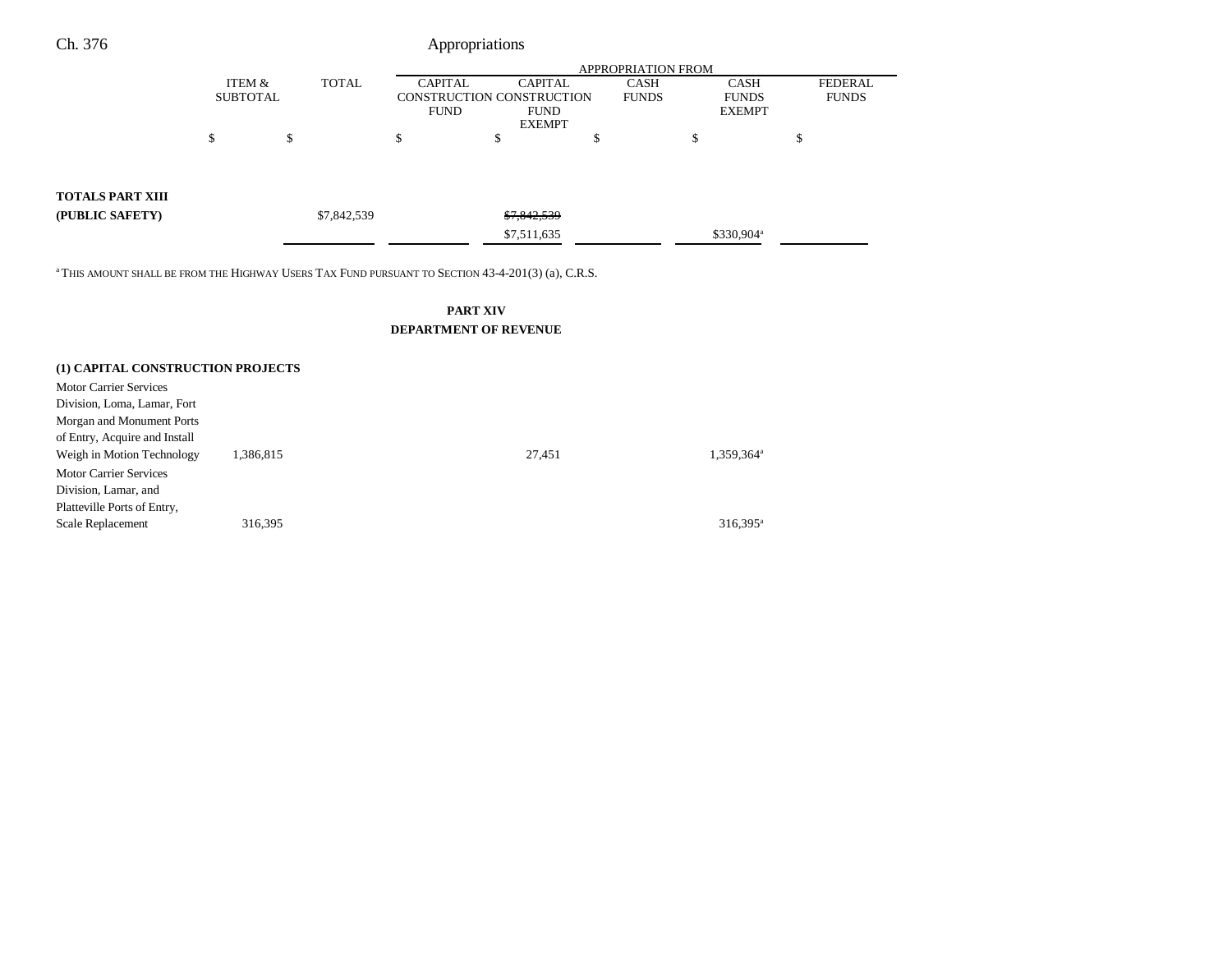| | ITEM & SUBTOTAL | TOTAL | APPROPRIATION FROM | | | | |
|---|---|---|---|---|---|---|---|
| | | | CAPITAL CONSTRUCTION FUND | CAPITAL CONSTRUCTION FUND EXEMPT | CASH FUNDS | CASH FUNDS EXEMPT | FEDERAL FUNDS |
| | $ | $ | $ | $ | $ | $ | $ |
| **TOTALS PART XIII (PUBLIC SAFETY)** | | $7,842,539 | | ~~$7,842,539~~ $7,511,635 | | $330,904[a] | |

[a] THIS AMOUNT SHALL BE FROM THE HIGHWAY USERS TAX FUND PURSUANT TO SECTION 43-4-201(3) (a), C.R.S.

## PART XIV
## DEPARTMENT OF REVENUE

| | ITEM & SUBTOTAL | TOTAL | CAPITAL CONSTRUCTION FUND | CAPITAL CONSTRUCTION FUND EXEMPT | CASH FUNDS | CASH FUNDS EXEMPT | FEDERAL FUNDS |
|---|---|---|---|---|---|---|---|
| **(1) CAPITAL CONSTRUCTION PROJECTS** | | | | | | | |
| Motor Carrier Services Division, Loma, Lamar, Fort Morgan and Monument Ports of Entry, Acquire and Install Weigh in Motion Technology | 1,386,815 | | | 27,451 | | 1,359,364[a] | |
| Motor Carrier Services Division, Lamar, and Platteville Ports of Entry, Scale Replacement | 316,395 | | | | | 316,395[a] | |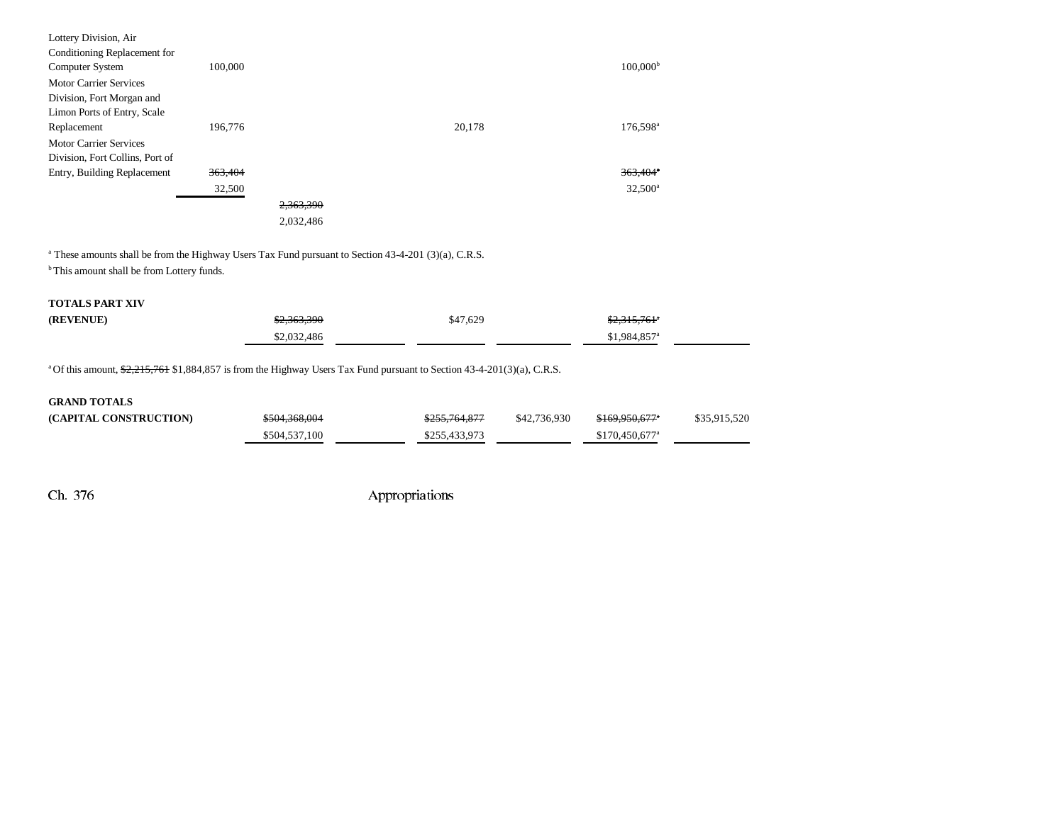| | | | | | | | |
|---|---|---|---|---|---|---|---|
| Lottery Division, Air Conditioning Replacement for Computer System | 100,000 | | | | | 100,000[b] | |
| Motor Carrier Services Division, Fort Morgan and Limon Ports of Entry, Scale Replacement | 196,776 | | | 20,178 | | 176,598[a] | |
| Motor Carrier Services Division, Fort Collins, Port of Entry, Building Replacement | ~~363,404~~ | | | | | ~~363,404[a]~~ | |
| | 32,500 | | | | | 32,500[a] | |
| | | ~~2,363,390~~ | | | | | |
| | | 2,032,486 | | | | | |

[a] These amounts shall be from the Highway Users Tax Fund pursuant to Section 43-4-201 (3)(a), C.R.S.
[b] This amount shall be from Lottery funds.

| | | | | | | |
|---|---|---|---|---|---|---|
| **TOTALS PART XIV** | | | | | | |
| **(REVENUE)** | ~~$2,363,390~~ | | $47,629 | | ~~$2,315,761[a]~~ | |
| | $2,032,486 | | | | $1,984,857[a] | |

[a] Of this amount, ~~$2,215,761~~ $1,884,857 is from the Highway Users Tax Fund pursuant to Section 43-4-201(3)(a), C.R.S.

| | | | | | | |
|---|---|---|---|---|---|---|
| **GRAND TOTALS** | | | | | | |
| **(CAPITAL CONSTRUCTION)** | ~~$504,368,004~~ | | ~~$255,764,877~~ | $42,736,930 | ~~$169,950,677[a]~~ | $35,915,520 |
| | $504,537,100 | | $255,433,973 | | $170,450,677[a] | |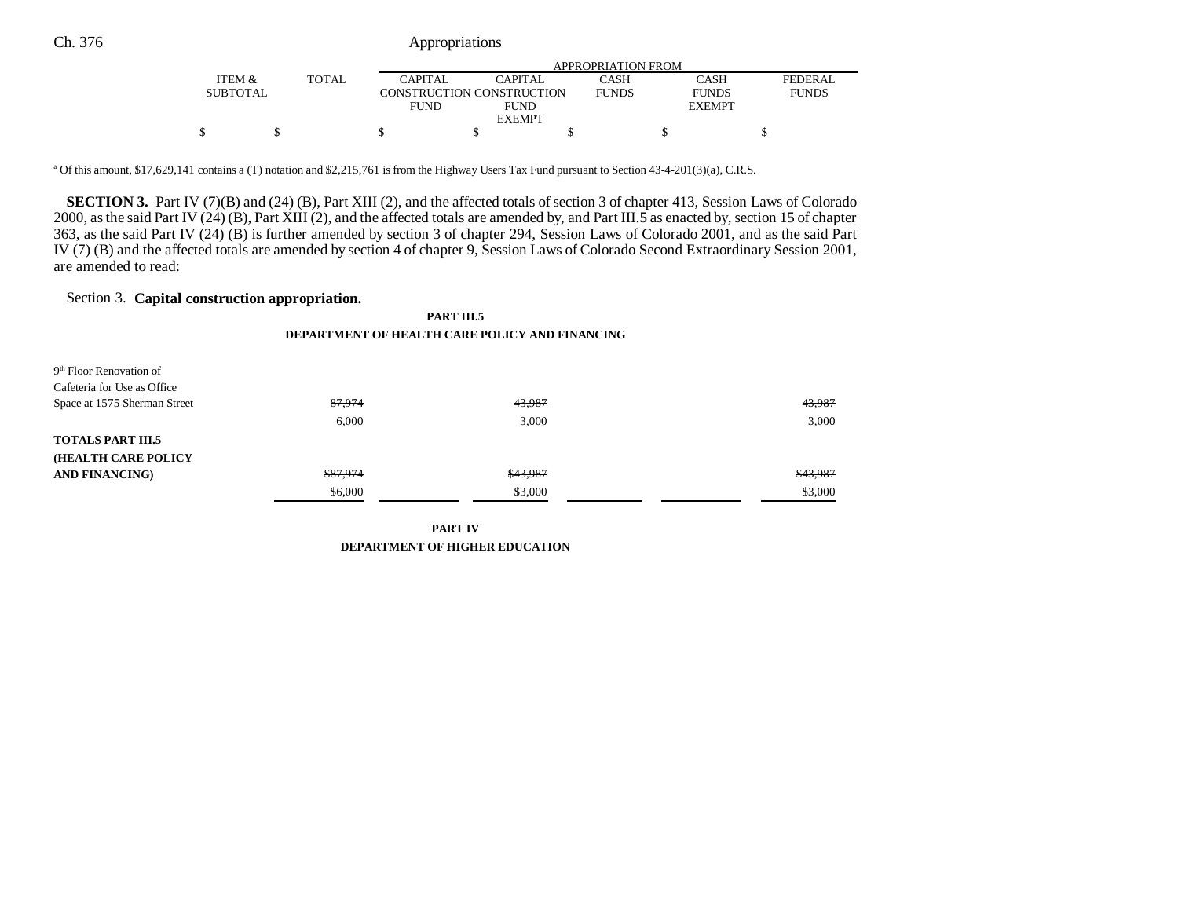| | ITEM & SUBTOTAL | TOTAL | APPROPRIATION FROM CAPITAL CONSTRUCTION FUND | CAPITAL CONSTRUCTION FUND EXEMPT | CASH FUNDS | CASH FUNDS EXEMPT | FEDERAL FUNDS |
|---|---|---|---|---|---|---|---|
| | $ | $ | $ | $ | $ | $ | $ |

[a] Of this amount, $17,629,141 contains a (T) notation and $2,215,761 is from the Highway Users Tax Fund pursuant to Section 43-4-201(3)(a), C.R.S.

**SECTION 3.** Part IV (7)(B) and (24) (B), Part XIII (2), and the affected totals of section 3 of chapter 413, Session Laws of Colorado 2000, as the said Part IV (24) (B), Part XIII (2), and the affected totals are amended by, and Part III.5 as enacted by, section 15 of chapter 363, as the said Part IV (24) (B) is further amended by section 3 of chapter 294, Session Laws of Colorado 2001, and as the said Part IV (7) (B) and the affected totals are amended by section 4 of chapter 9, Session Laws of Colorado Second Extraordinary Session 2001, are amended to read:

Section 3. **Capital construction appropriation.**

**PART III.5**

**DEPARTMENT OF HEALTH CARE POLICY AND FINANCING**

| | ITEM & SUBTOTAL | TOTAL | CAPITAL CONSTRUCTION FUND | CAPITAL CONSTRUCTION FUND EXEMPT | CASH FUNDS | CASH FUNDS EXEMPT | FEDERAL FUNDS |
|---|---|---|---|---|---|---|---|
| 9th Floor Renovation of Cafeteria for Use as Office Space at 1575 Sherman Street | | ~~87,974~~ | ~~43,987~~ | | | | ~~43,987~~ |
| | | 6,000 | 3,000 | | | | 3,000 |
| **TOTALS PART III.5 (HEALTH CARE POLICY AND FINANCING)** | | ~~$87,974~~ | ~~$43,987~~ | | | | ~~$43,987~~ |
| | | $6,000 | $3,000 | | | | $3,000 |

**PART IV**

**DEPARTMENT OF HIGHER EDUCATION**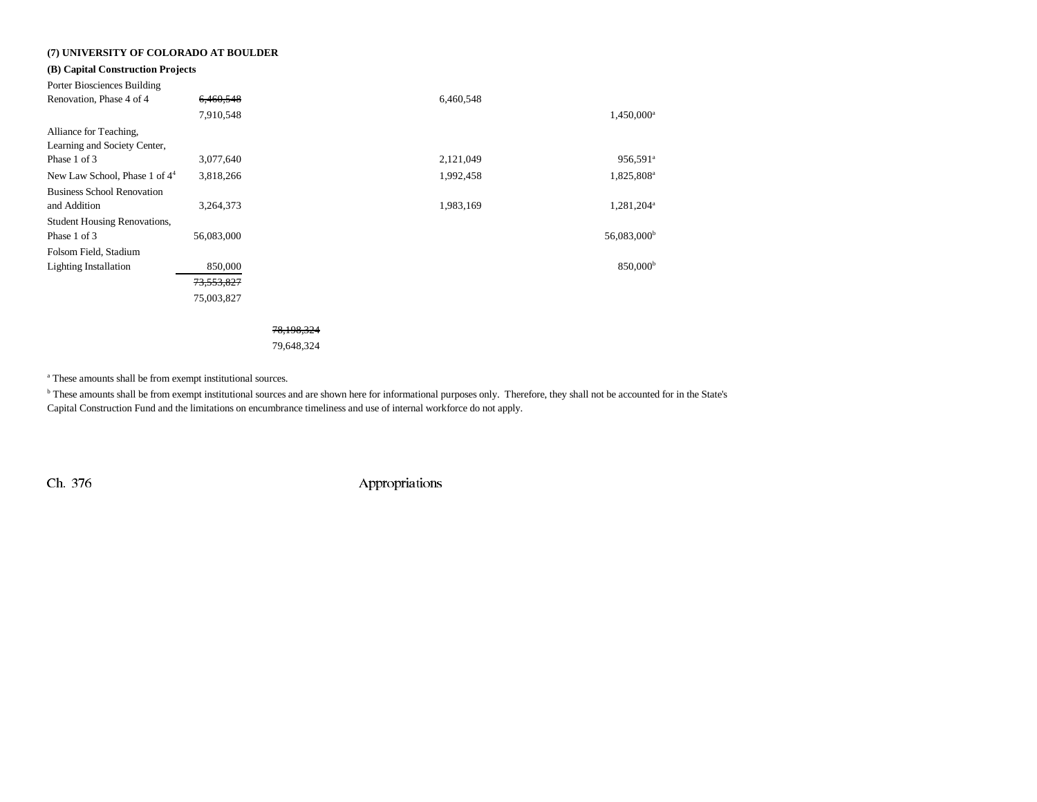**(7) UNIVERSITY OF COLORADO AT BOULDER**

**(B) Capital Construction Projects**

| | | | | | |
|---|---|---|---|---|---|
| Porter Biosciences Building Renovation, Phase 4 of 4 | ~~6,460,548~~ 7,910,548 | | 6,460,548 | 1,450,000[a] | |
| Alliance for Teaching, Learning and Society Center, Phase 1 of 3 | 3,077,640 | | 2,121,049 | 956,591[a] | |
| New Law School, Phase 1 of 4[4] | 3,818,266 | | 1,992,458 | 1,825,808[a] | |
| Business School Renovation and Addition | 3,264,373 | | 1,983,169 | 1,281,204[a] | |
| Student Housing Renovations, Phase 1 of 3 | 56,083,000 | | | 56,083,000[b] | |
| Folsom Field, Stadium Lighting Installation | 850,000 | | | 850,000[b] | |
| | ~~73,553,827~~ 75,003,827 | | | | |
| | | ~~78,198,324~~ 79,648,324 | | | |

[a] These amounts shall be from exempt institutional sources.

[b] These amounts shall be from exempt institutional sources and are shown here for informational purposes only. Therefore, they shall not be accounted for in the State's Capital Construction Fund and the limitations on encumbrance timeliness and use of internal workforce do not apply.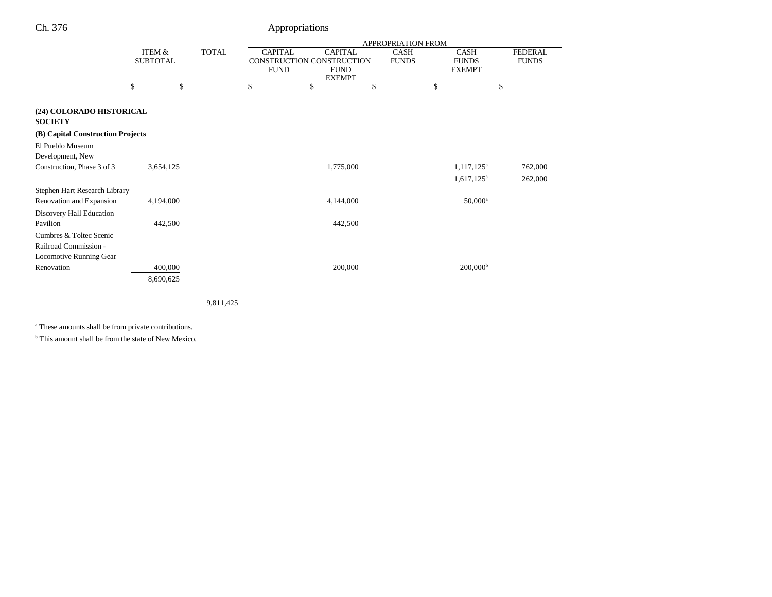| | ITEM & SUBTOTAL | TOTAL | APPROPRIATION FROM | | | | |
|---|---|---|---|---|---|---|---|
| | | | CAPITAL CONSTRUCTION FUND | CAPITAL CONSTRUCTION FUND EXEMPT | CASH FUNDS | CASH FUNDS EXEMPT | FEDERAL FUNDS |
| | $ | $ | $ | $ | $ | $ | $ |
| **(24) COLORADO HISTORICAL SOCIETY** | | | | | | | |
| **(B) Capital Construction Projects** | | | | | | | |
| El Pueblo Museum Development, New Construction, Phase 3 of 3 | 3,654,125 | | | 1,775,000 | | ~~1,117,125[a]~~ | ~~762,000~~ |
| | | | | | | 1,617,125[a] | 262,000 |
| Stephen Hart Research Library Renovation and Expansion | 4,194,000 | | | 4,144,000 | | 50,000[a] | |
| Discovery Hall Education Pavilion | 442,500 | | | 442,500 | | | |
| Cumbres & Toltec Scenic Railroad Commission - Locomotive Running Gear Renovation | 400,000 | | | 200,000 | | 200,000[b] | |
| | 8,690,625 | | | | | | |
| | | 9,811,425 | | | | | |

[a] These amounts shall be from private contributions.

[b] This amount shall be from the state of New Mexico.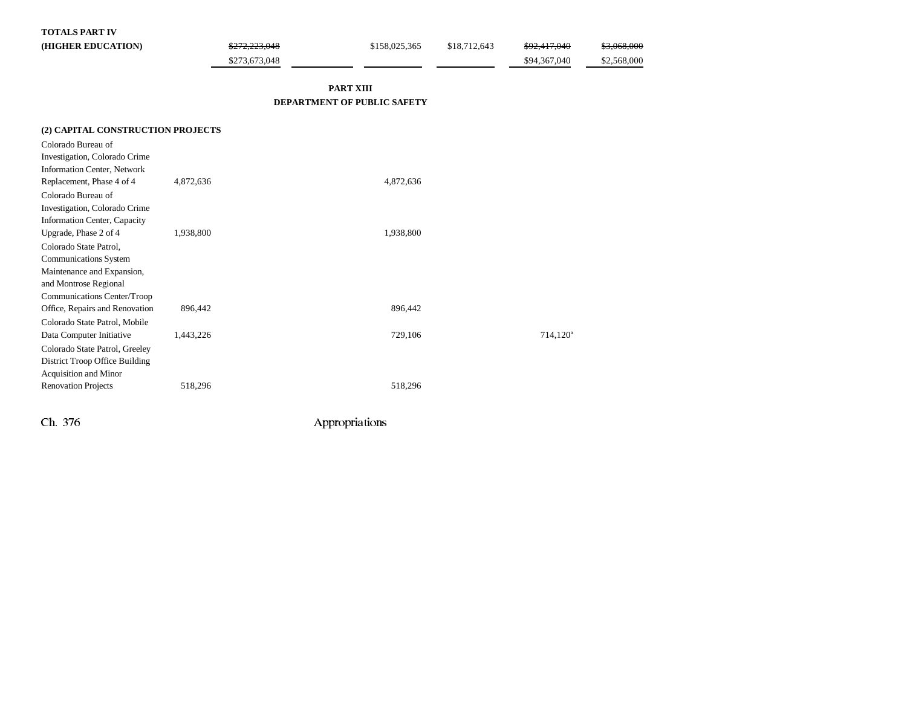| | | | | | | |
|---|---|---|---|---|---|---|
| **TOTALS PART IV (HIGHER EDUCATION)** | | ~~$272,223,048~~ $273,673,048 | | $158,025,365 | $18,712,643 | ~~$92,417,040~~ $94,367,040 | ~~$3,068,000~~ $2,568,000 |

**PART XIII**
**DEPARTMENT OF PUBLIC SAFETY**

**(2) CAPITAL CONSTRUCTION PROJECTS**

| | | | | | | | |
|---|---|---|---|---|---|---|---|
| Colorado Bureau of Investigation, Colorado Crime Information Center, Network Replacement, Phase 4 of 4 | 4,872,636 | | | 4,872,636 | | | |
| Colorado Bureau of Investigation, Colorado Crime Information Center, Capacity Upgrade, Phase 2 of 4 | 1,938,800 | | | 1,938,800 | | | |
| Colorado State Patrol, Communications System Maintenance and Expansion, and Montrose Regional Communications Center/Troop Office, Repairs and Renovation | 896,442 | | | 896,442 | | | |
| Colorado State Patrol, Mobile Data Computer Initiative | 1,443,226 | | | 729,106 | | 714,120[a] | |
| Colorado State Patrol, Greeley District Troop Office Building Acquisition and Minor Renovation Projects | 518,296 | | | 518,296 | | | |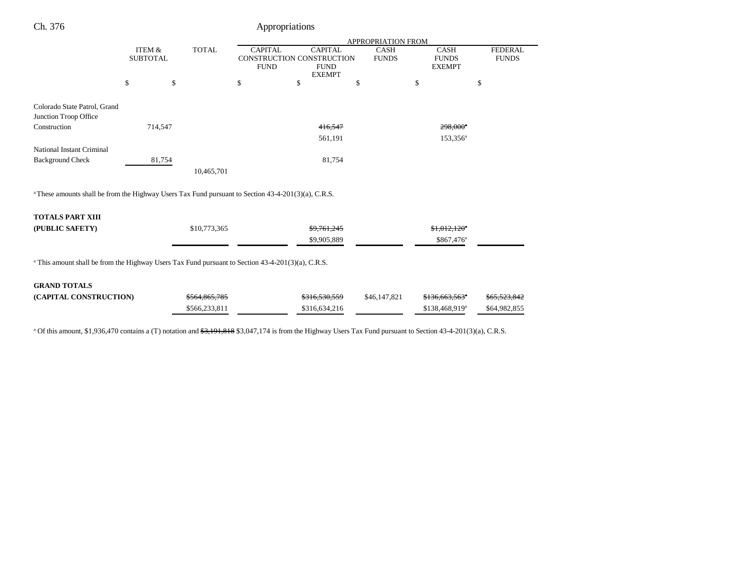| | ITEM & SUBTOTAL | TOTAL | APPROPRIATION FROM CAPITAL CONSTRUCTION FUND | CAPITAL CONSTRUCTION FUND EXEMPT | CASH FUNDS | CASH FUNDS EXEMPT | FEDERAL FUNDS |
|---|---|---|---|---|---|---|---|
| | $ | $ | $ | $ | $ | $ | $ |
| Colorado State Patrol, Grand Junction Troop Office Construction | 714,547 | | | ~~416,547~~ 561,191 | | ~~298,000[a]~~ 153,356[a] | |
| National Instant Criminal Background Check | 81,754 | | | 81,754 | | | |
| | | 10,465,701 | | | | | |

[a] These amounts shall be from the Highway Users Tax Fund pursuant to Section 43-4-201(3)(a), C.R.S.

| | ITEM & SUBTOTAL | TOTAL | CAPITAL CONSTRUCTION FUND | CAPITAL CONSTRUCTION FUND EXEMPT | CASH FUNDS | CASH FUNDS EXEMPT | FEDERAL FUNDS |
|---|---|---|---|---|---|---|---|
| **TOTALS PART XIII (PUBLIC SAFETY)** | | $10,773,365 | | ~~$9,761,245~~ $9,905,889 | | ~~$1,012,120[a]~~ $867,476[a] | |

[a] This amount shall be from the Highway Users Tax Fund pursuant to Section 43-4-201(3)(a), C.R.S.

| | ITEM & SUBTOTAL | TOTAL | CAPITAL CONSTRUCTION FUND | CAPITAL CONSTRUCTION FUND EXEMPT | CASH FUNDS | CASH FUNDS EXEMPT | FEDERAL FUNDS |
|---|---|---|---|---|---|---|---|
| **GRAND TOTALS (CAPITAL CONSTRUCTION)** | | ~~$564,865,785~~ $566,233,811 | | ~~$316,530,559~~ $316,634,216 | $46,147,821 | ~~$136,663,563[a]~~ $138,468,919[a] | ~~$65,523,842~~ $64,982,855 |

[a] Of this amount, $1,936,470 contains a (T) notation and ~~$3,191,818~~ $3,047,174 is from the Highway Users Tax Fund pursuant to Section 43-4-201(3)(a), C.R.S.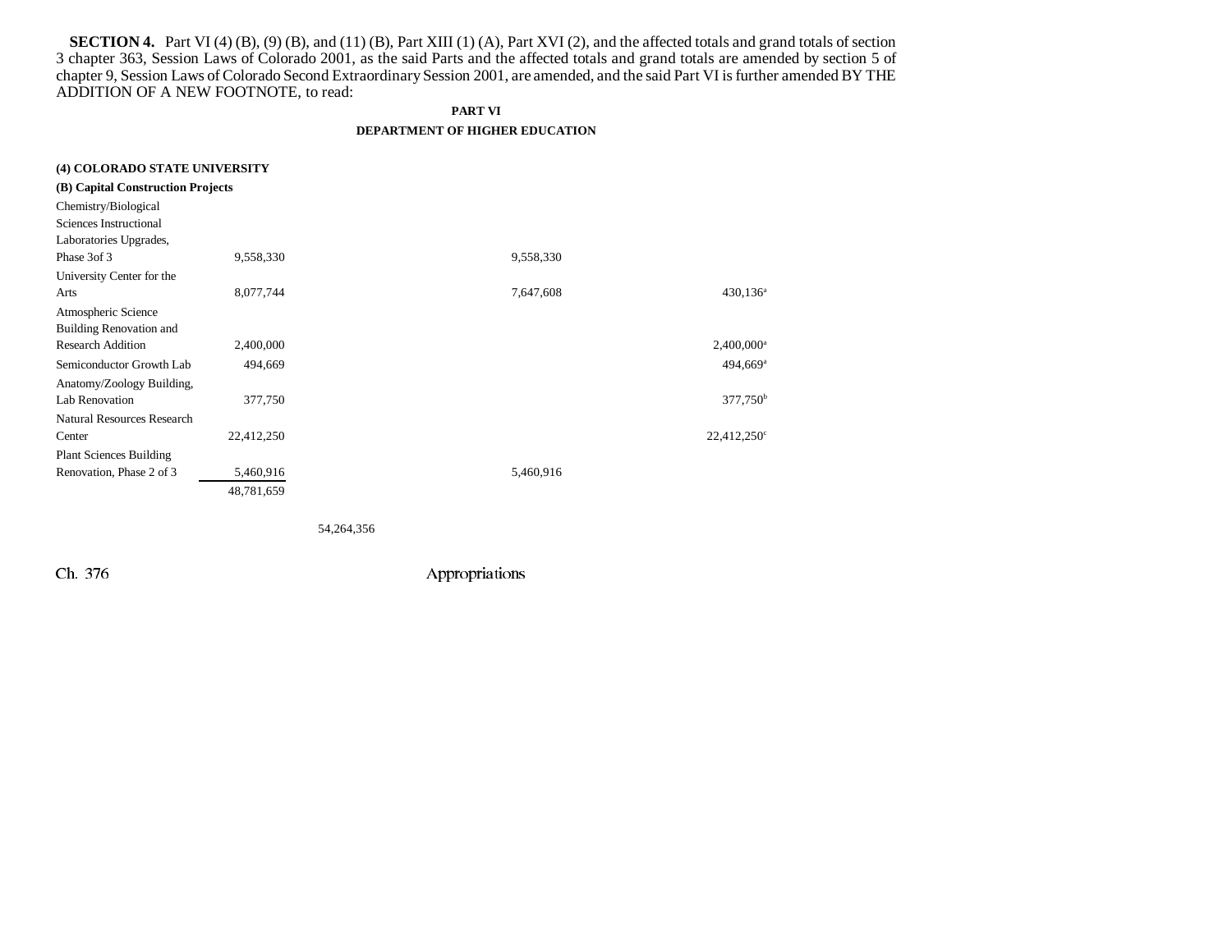**SECTION 4.** Part VI (4) (B), (9) (B), and (11) (B), Part XIII (1) (A), Part XVI (2), and the affected totals and grand totals of section 3 chapter 363, Session Laws of Colorado 2001, as the said Parts and the affected totals and grand totals are amended by section 5 of chapter 9, Session Laws of Colorado Second Extraordinary Session 2001, are amended, and the said Part VI is further amended BY THE ADDITION OF A NEW FOOTNOTE, to read:

**PART VI**

**DEPARTMENT OF HIGHER EDUCATION**

**(4) COLORADO STATE UNIVERSITY**

**(B) Capital Construction Projects**

| | | | | |
|---|---|---|---|---|
| Chemistry/Biological Sciences Instructional Laboratories Upgrades, Phase 3of 3 | 9,558,330 | | 9,558,330 | |
| University Center for the Arts | 8,077,744 | | 7,647,608 | 430,136[a] |
| Atmospheric Science Building Renovation and Research Addition | 2,400,000 | | | 2,400,000[a] |
| Semiconductor Growth Lab | 494,669 | | | 494,669[a] |
| Anatomy/Zoology Building, Lab Renovation | 377,750 | | | 377,750[b] |
| Natural Resources Research Center | 22,412,250 | | | 22,412,250[c] |
| Plant Sciences Building Renovation, Phase 2 of 3 | 5,460,916 | | 5,460,916 | |
| | 48,781,659 | | | |
| | | 54,264,356 | | |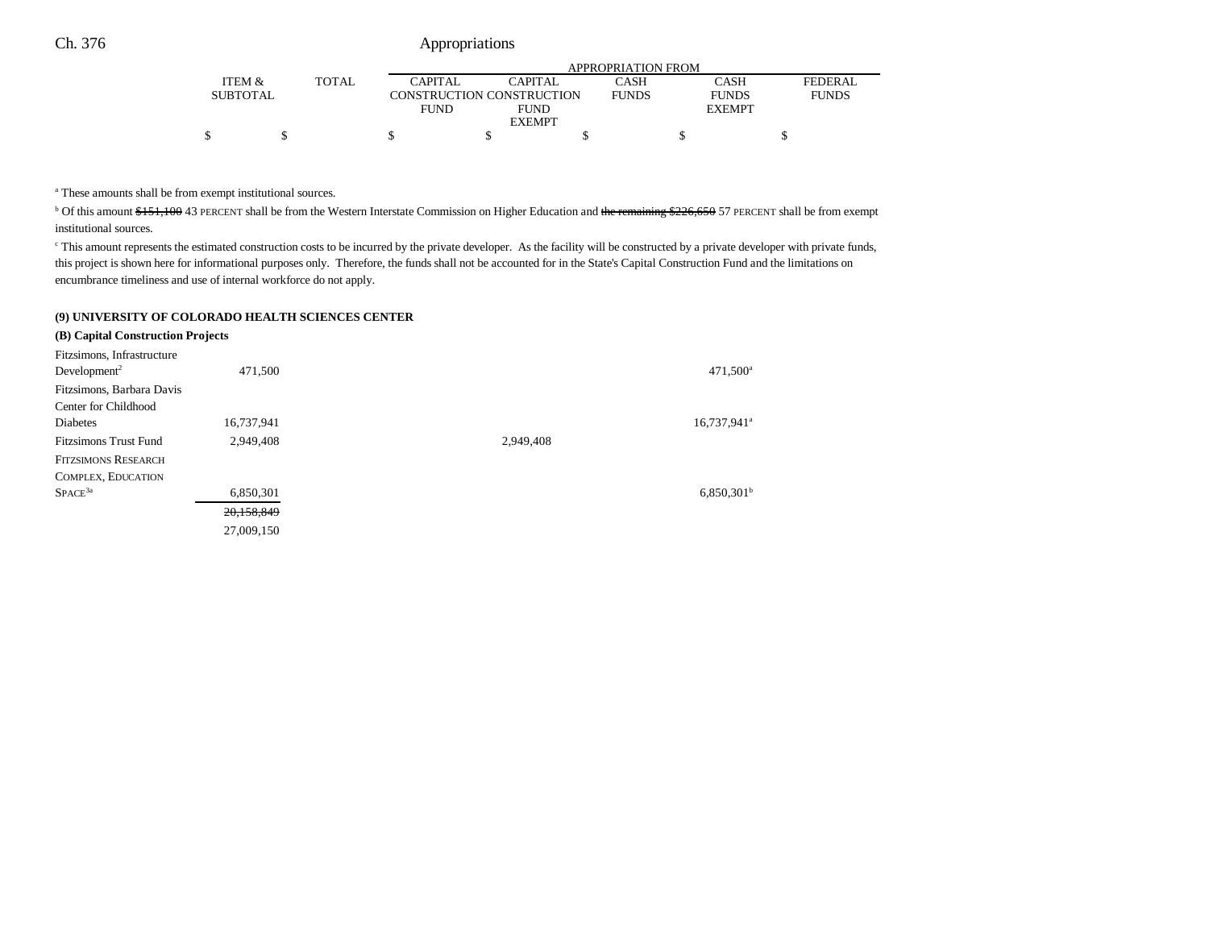| | ITEM & SUBTOTAL | TOTAL | APPROPRIATION FROM CAPITAL CONSTRUCTION FUND | CAPITAL CONSTRUCTION FUND EXEMPT | CASH FUNDS | CASH FUNDS EXEMPT | FEDERAL FUNDS |
|---|---|---|---|---|---|---|---|
| | $ | $ | $ | $ | $ | $ | $ |

[a] These amounts shall be from exempt institutional sources.

[b] Of this amount ~~$151,100~~ 43 PERCENT shall be from the Western Interstate Commission on Higher Education and ~~the remaining $226,650~~ 57 PERCENT shall be from exempt institutional sources.

[c] This amount represents the estimated construction costs to be incurred by the private developer. As the facility will be constructed by a private developer with private funds, this project is shown here for informational purposes only. Therefore, the funds shall not be accounted for in the State's Capital Construction Fund and the limitations on encumbrance timeliness and use of internal workforce do not apply.

**(9) UNIVERSITY OF COLORADO HEALTH SCIENCES CENTER**

**(B) Capital Construction Projects**

| | ITEM & SUBTOTAL | TOTAL | CAPITAL CONSTRUCTION FUND | CAPITAL CONSTRUCTION FUND EXEMPT | CASH FUNDS | CASH FUNDS EXEMPT | FEDERAL FUNDS |
|---|---|---|---|---|---|---|---|
| Fitzsimons, Infrastructure Development[2] | 471,500 | | | | | 471,500[a] | |
| Fitzsimons, Barbara Davis Center for Childhood Diabetes | 16,737,941 | | | | | 16,737,941[a] | |
| Fitzsimons Trust Fund | 2,949,408 | | | 2,949,408 | | | |
| FITZSIMONS RESEARCH COMPLEX, EDUCATION SPACE[3a] | 6,850,301 | | | | | 6,850,301[b] | |
| | ~~20,158,849~~ | | | | | | |
| | 27,009,150 | | | | | | |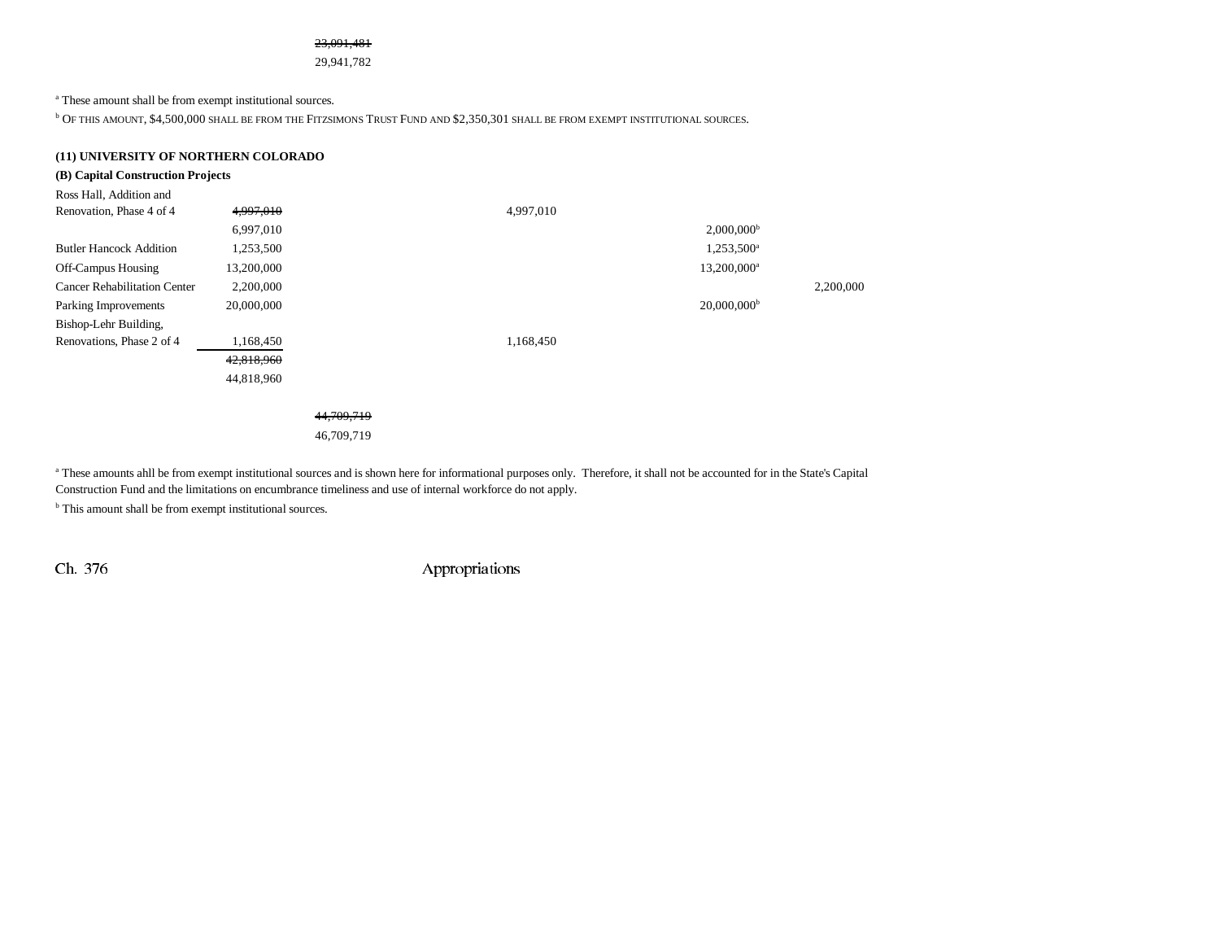~~23,091,481~~
29,941,782

[a] These amount shall be from exempt institutional sources.

[b] OF THIS AMOUNT, $4,500,000 SHALL BE FROM THE FITZSIMONS TRUST FUND AND $2,350,301 SHALL BE FROM EXEMPT INSTITUTIONAL SOURCES.

**(11) UNIVERSITY OF NORTHERN COLORADO**

**(B) Capital Construction Projects**

| | | | | | |
|---|---|---|---|---|---|
| Ross Hall, Addition and Renovation, Phase 4 of 4 | ~~4,997,010~~ | | 4,997,010 | | |
| | 6,997,010 | | | 2,000,000[b] | |
| Butler Hancock Addition | 1,253,500 | | | 1,253,500[a] | |
| Off-Campus Housing | 13,200,000 | | | 13,200,000[a] | |
| Cancer Rehabilitation Center | 2,200,000 | | | | 2,200,000 |
| Parking Improvements | 20,000,000 | | | 20,000,000[b] | |
| Bishop-Lehr Building, Renovations, Phase 2 of 4 | 1,168,450 | | 1,168,450 | | |
| | ~~42,818,960~~ | | | | |
| | 44,818,960 | | | | |
| | | ~~44,709,719~~ | | | |
| | | 46,709,719 | | | |

[a] These amounts ahll be from exempt institutional sources and is shown here for informational purposes only. Therefore, it shall not be accounted for in the State's Capital Construction Fund and the limitations on encumbrance timeliness and use of internal workforce do not apply.

[b] This amount shall be from exempt institutional sources.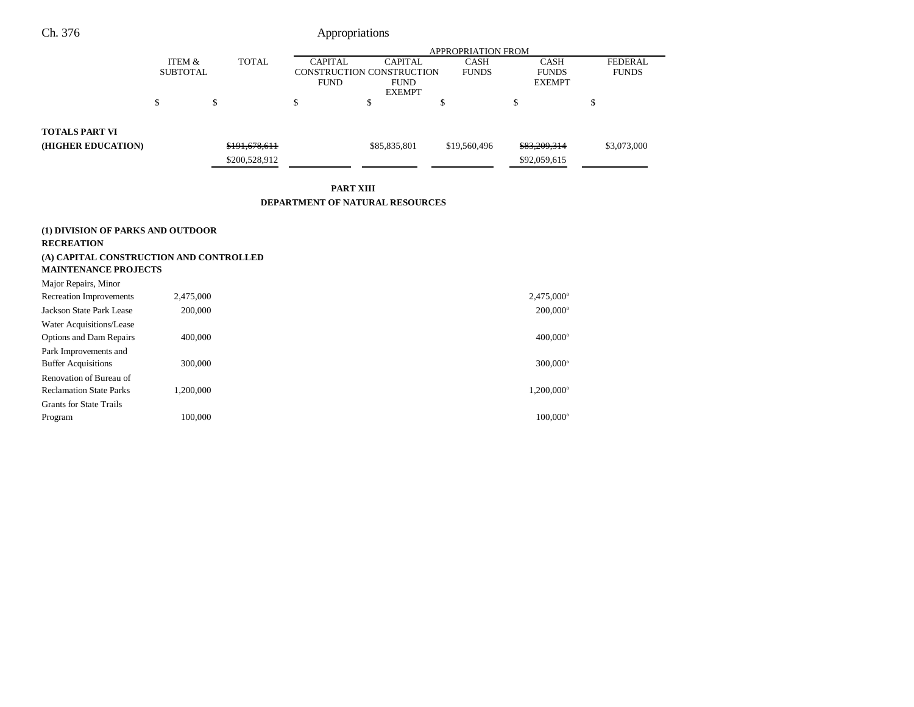| | ITEM & SUBTOTAL | TOTAL | APPROPRIATION FROM CAPITAL CONSTRUCTION FUND | CAPITAL CONSTRUCTION FUND EXEMPT | CASH FUNDS | CASH FUNDS EXEMPT | FEDERAL FUNDS |
|---|---|---|---|---|---|---|---|
| | $ | $ | $ | $ | $ | $ | $ |
| **TOTALS PART VI (HIGHER EDUCATION)** | | ~~$191,678,611~~ $200,528,912 | | $85,835,801 | $19,560,496 | ~~$83,209,314~~ $92,059,615 | $3,073,000 |

**PART XIII**

**DEPARTMENT OF NATURAL RESOURCES**

**(1) DIVISION OF PARKS AND OUTDOOR RECREATION**

**(A) CAPITAL CONSTRUCTION AND CONTROLLED MAINTENANCE PROJECTS**

| | ITEM & SUBTOTAL | TOTAL | CAPITAL CONSTRUCTION FUND | CAPITAL CONSTRUCTION FUND EXEMPT | CASH FUNDS | CASH FUNDS EXEMPT | FEDERAL FUNDS |
|---|---|---|---|---|---|---|---|
| Major Repairs, Minor Recreation Improvements | 2,475,000 | | | | | 2,475,000[a] | |
| Jackson State Park Lease | 200,000 | | | | | 200,000[a] | |
| Water Acquisitions/Lease Options and Dam Repairs | 400,000 | | | | | 400,000[a] | |
| Park Improvements and Buffer Acquisitions | 300,000 | | | | | 300,000[a] | |
| Renovation of Bureau of Reclamation State Parks | 1,200,000 | | | | | 1,200,000[a] | |
| Grants for State Trails Program | 100,000 | | | | | 100,000[a] | |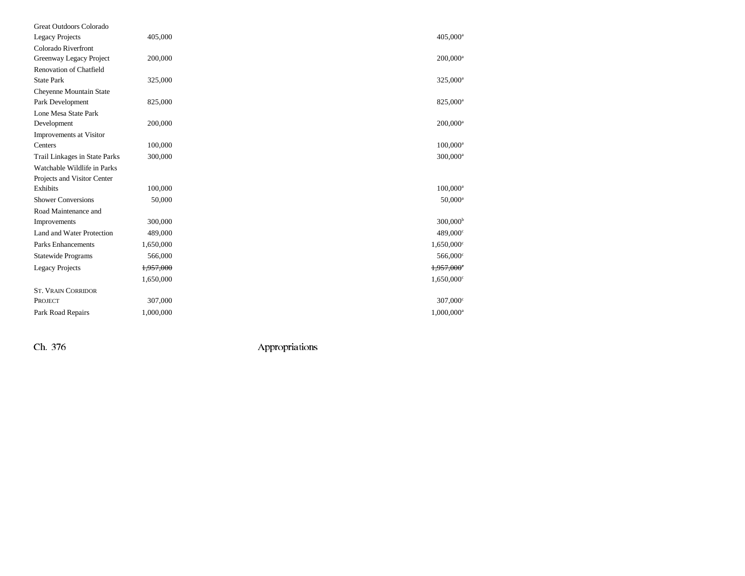| | | |
|---|---|---|
| Great Outdoors Colorado Legacy Projects | 405,000 | 405,000[a] |
| Colorado Riverfront Greenway Legacy Project | 200,000 | 200,000[a] |
| Renovation of Chatfield State Park | 325,000 | 325,000[a] |
| Cheyenne Mountain State Park Development | 825,000 | 825,000[a] |
| Lone Mesa State Park Development | 200,000 | 200,000[a] |
| Improvements at Visitor Centers | 100,000 | 100,000[a] |
| Trail Linkages in State Parks | 300,000 | 300,000[a] |
| Watchable Wildlife in Parks Projects and Visitor Center Exhibits | 100,000 | 100,000[a] |
| Shower Conversions | 50,000 | 50,000[a] |
| Road Maintenance and Improvements | 300,000 | 300,000[b] |
| Land and Water Protection | 489,000 | 489,000[c] |
| Parks Enhancements | 1,650,000 | 1,650,000[c] |
| Statewide Programs | 566,000 | 566,000[c] |
| Legacy Projects | ~~1,957,000~~ | ~~1,957,000[c]~~ |
| | 1,650,000 | 1,650,000[c] |
| ST. VRAIN CORRIDOR PROJECT | 307,000 | 307,000[c] |
| Park Road Repairs | 1,000,000 | 1,000,000[a] |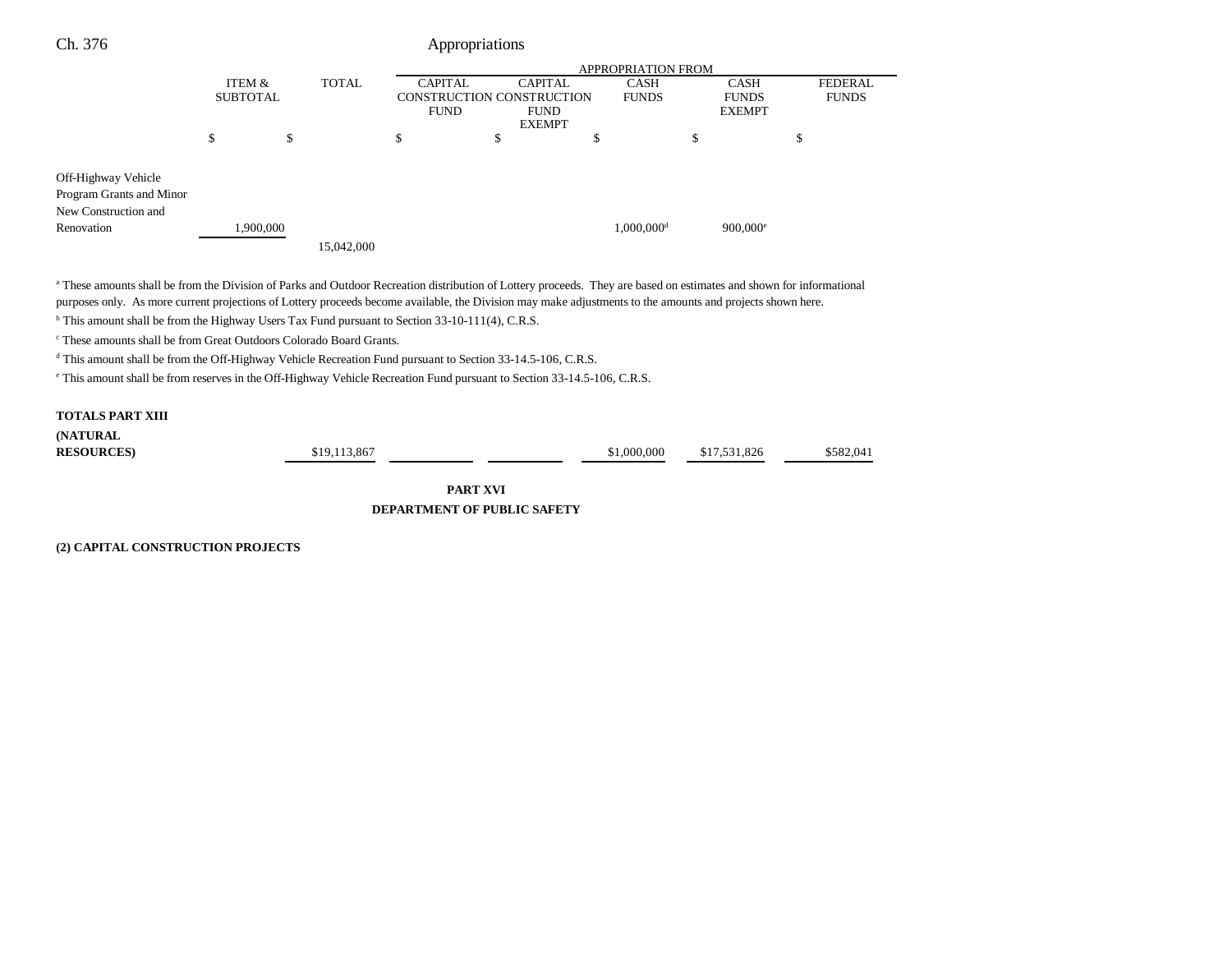| | ITEM & SUBTOTAL | TOTAL | APPROPRIATION FROM CAPITAL CONSTRUCTION FUND | CAPITAL CONSTRUCTION FUND EXEMPT | CASH FUNDS | CASH FUNDS EXEMPT | FEDERAL FUNDS |
|---|---|---|---|---|---|---|---|
| | $ | $ | $ | $ | $ | $ | $ |
| Off-Highway Vehicle Program Grants and Minor New Construction and Renovation | 1,900,000 | | | | 1,000,000[d] | 900,000[e] | |
| | | 15,042,000 | | | | | |

[a] These amounts shall be from the Division of Parks and Outdoor Recreation distribution of Lottery proceeds. They are based on estimates and shown for informational purposes only. As more current projections of Lottery proceeds become available, the Division may make adjustments to the amounts and projects shown here.

[b] This amount shall be from the Highway Users Tax Fund pursuant to Section 33-10-111(4), C.R.S.

[c] These amounts shall be from Great Outdoors Colorado Board Grants.

[d] This amount shall be from the Off-Highway Vehicle Recreation Fund pursuant to Section 33-14.5-106, C.R.S.

[e] This amount shall be from reserves in the Off-Highway Vehicle Recreation Fund pursuant to Section 33-14.5-106, C.R.S.

| | TOTAL | CAPITAL CONSTRUCTION FUND | CAPITAL CONSTRUCTION FUND EXEMPT | CASH FUNDS | CASH FUNDS EXEMPT | FEDERAL FUNDS |
|---|---|---|---|---|---|---|
| **TOTALS PART XIII (NATURAL RESOURCES)** | $19,113,867 | | | $1,000,000 | $17,531,826 | $582,041 |

**PART XVI**

**DEPARTMENT OF PUBLIC SAFETY**

**(2) CAPITAL CONSTRUCTION PROJECTS**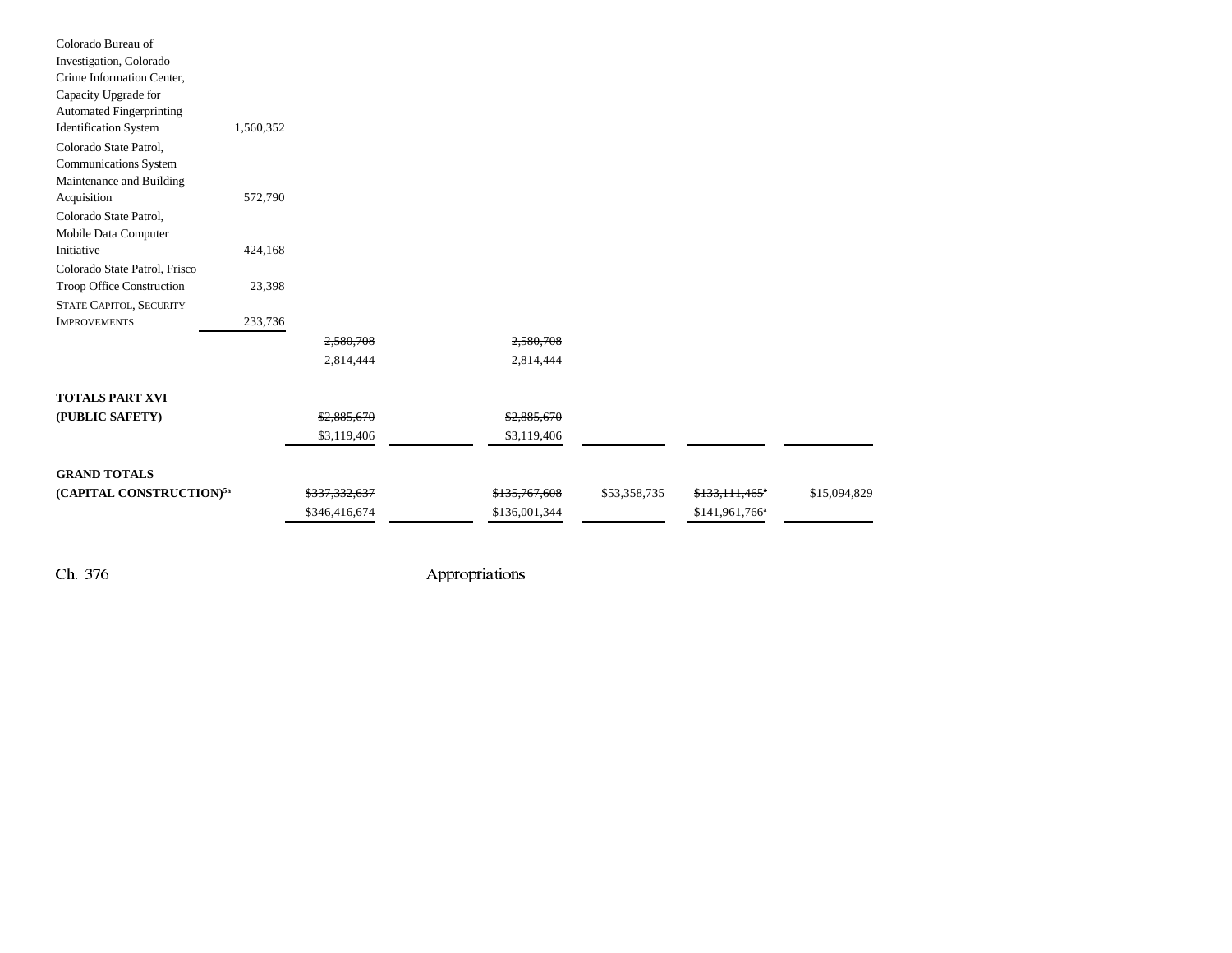| | | | | | | | |
|---|---|---|---|---|---|---|---|
| Colorado Bureau of Investigation, Colorado Crime Information Center, Capacity Upgrade for Automated Fingerprinting Identification System | 1,560,352 | | | | | | |
| Colorado State Patrol, Communications System Maintenance and Building Acquisition | 572,790 | | | | | | |
| Colorado State Patrol, Mobile Data Computer Initiative | 424,168 | | | | | | |
| Colorado State Patrol, Frisco Troop Office Construction | 23,398 | | | | | | |
| STATE CAPITOL, SECURITY IMPROVEMENTS | 233,736 | | | | | | |
| | | ~~2,580,708~~ | | ~~2,580,708~~ | | | |
| | | 2,814,444 | | 2,814,444 | | | |
| **TOTALS PART XVI (PUBLIC SAFETY)** | | ~~$2,885,670~~ | | ~~$2,885,670~~ | | | |
| | | $3,119,406 | | $3,119,406 | | | |
| **GRAND TOTALS (CAPITAL CONSTRUCTION)**[5a] | | ~~$337,332,637~~ | | ~~$135,767,608~~ | $53,358,735 | ~~$133,111,465~~[a] | $15,094,829 |
| | | $346,416,674 | | $136,001,344 | | $141,961,766[a] | |

Ch. 376 Appropriations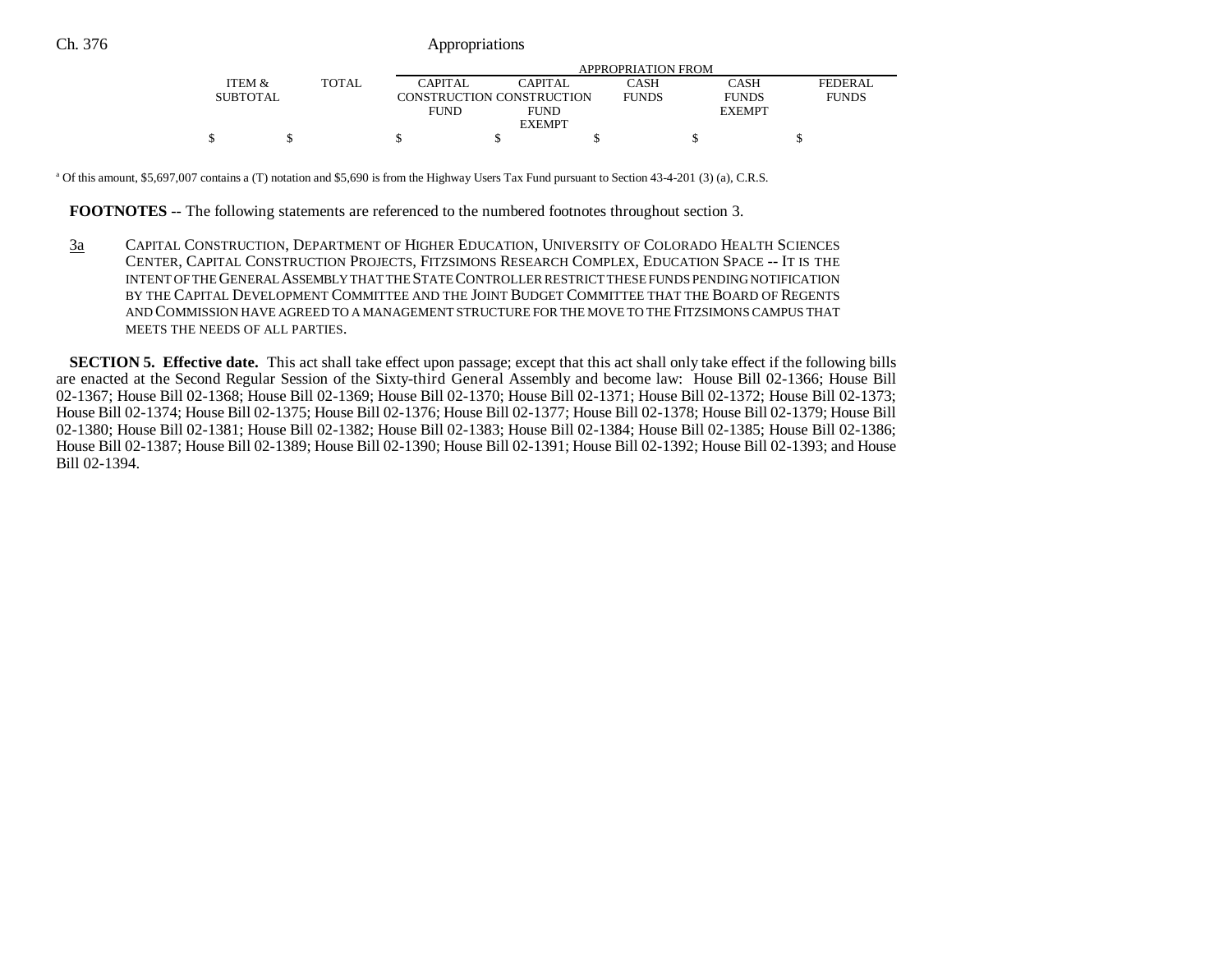| ITEM & SUBTOTAL | TOTAL | APPROPRIATION FROM | | | | |
|---|---|---|---|---|---|---|
| | | CAPITAL CONSTRUCTION FUND | CAPITAL CONSTRUCTION FUND EXEMPT | CASH FUNDS | CASH FUNDS EXEMPT | FEDERAL FUNDS |
| $ | $ | $ | $ | $ | $ | $ |

[a] Of this amount, $5,697,007 contains a (T) notation and $5,690 is from the Highway Users Tax Fund pursuant to Section 43-4-201 (3) (a), C.R.S.

**FOOTNOTES** -- The following statements are referenced to the numbered footnotes throughout section 3.

3a CAPITAL CONSTRUCTION, DEPARTMENT OF HIGHER EDUCATION, UNIVERSITY OF COLORADO HEALTH SCIENCES CENTER, CAPITAL CONSTRUCTION PROJECTS, FITZSIMONS RESEARCH COMPLEX, EDUCATION SPACE -- IT IS THE INTENT OF THE GENERAL ASSEMBLY THAT THE STATE CONTROLLER RESTRICT THESE FUNDS PENDING NOTIFICATION BY THE CAPITAL DEVELOPMENT COMMITTEE AND THE JOINT BUDGET COMMITTEE THAT THE BOARD OF REGENTS AND COMMISSION HAVE AGREED TO A MANAGEMENT STRUCTURE FOR THE MOVE TO THE FITZSIMONS CAMPUS THAT MEETS THE NEEDS OF ALL PARTIES.

**SECTION 5. Effective date.** This act shall take effect upon passage; except that this act shall only take effect if the following bills are enacted at the Second Regular Session of the Sixty-third General Assembly and become law: House Bill 02-1366; House Bill 02-1367; House Bill 02-1368; House Bill 02-1369; House Bill 02-1370; House Bill 02-1371; House Bill 02-1372; House Bill 02-1373; House Bill 02-1374; House Bill 02-1375; House Bill 02-1376; House Bill 02-1377; House Bill 02-1378; House Bill 02-1379; House Bill 02-1380; House Bill 02-1381; House Bill 02-1382; House Bill 02-1383; House Bill 02-1384; House Bill 02-1385; House Bill 02-1386; House Bill 02-1387; House Bill 02-1389; House Bill 02-1390; House Bill 02-1391; House Bill 02-1392; House Bill 02-1393; and House Bill 02-1394.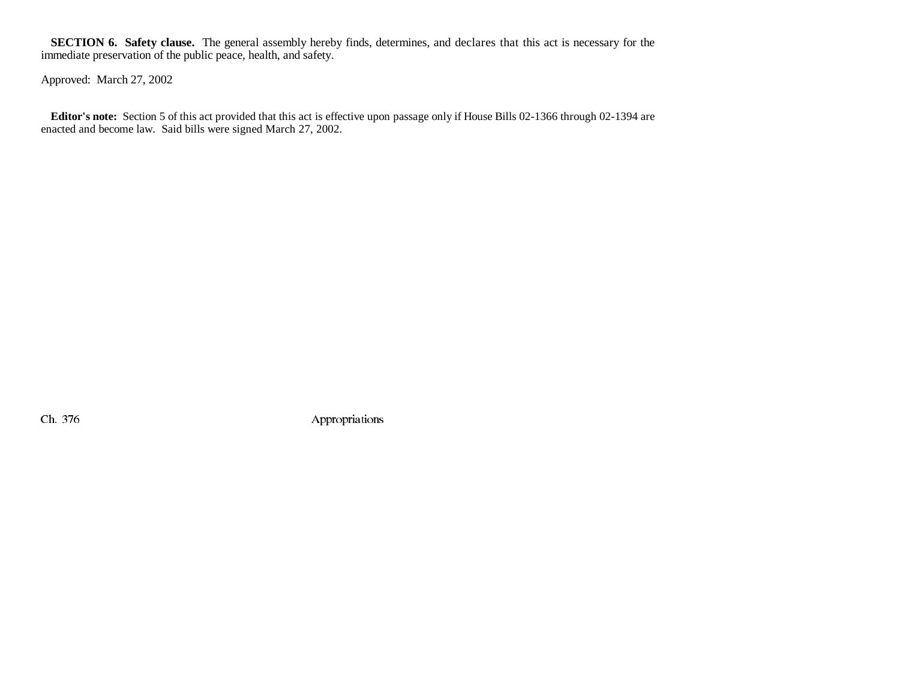**SECTION 6. Safety clause.** The general assembly hereby finds, determines, and declares that this act is necessary for the immediate preservation of the public peace, health, and safety.

Approved: March 27, 2002

**Editor's note:** Section 5 of this act provided that this act is effective upon passage only if House Bills 02-1366 through 02-1394 are enacted and become law. Said bills were signed March 27, 2002.